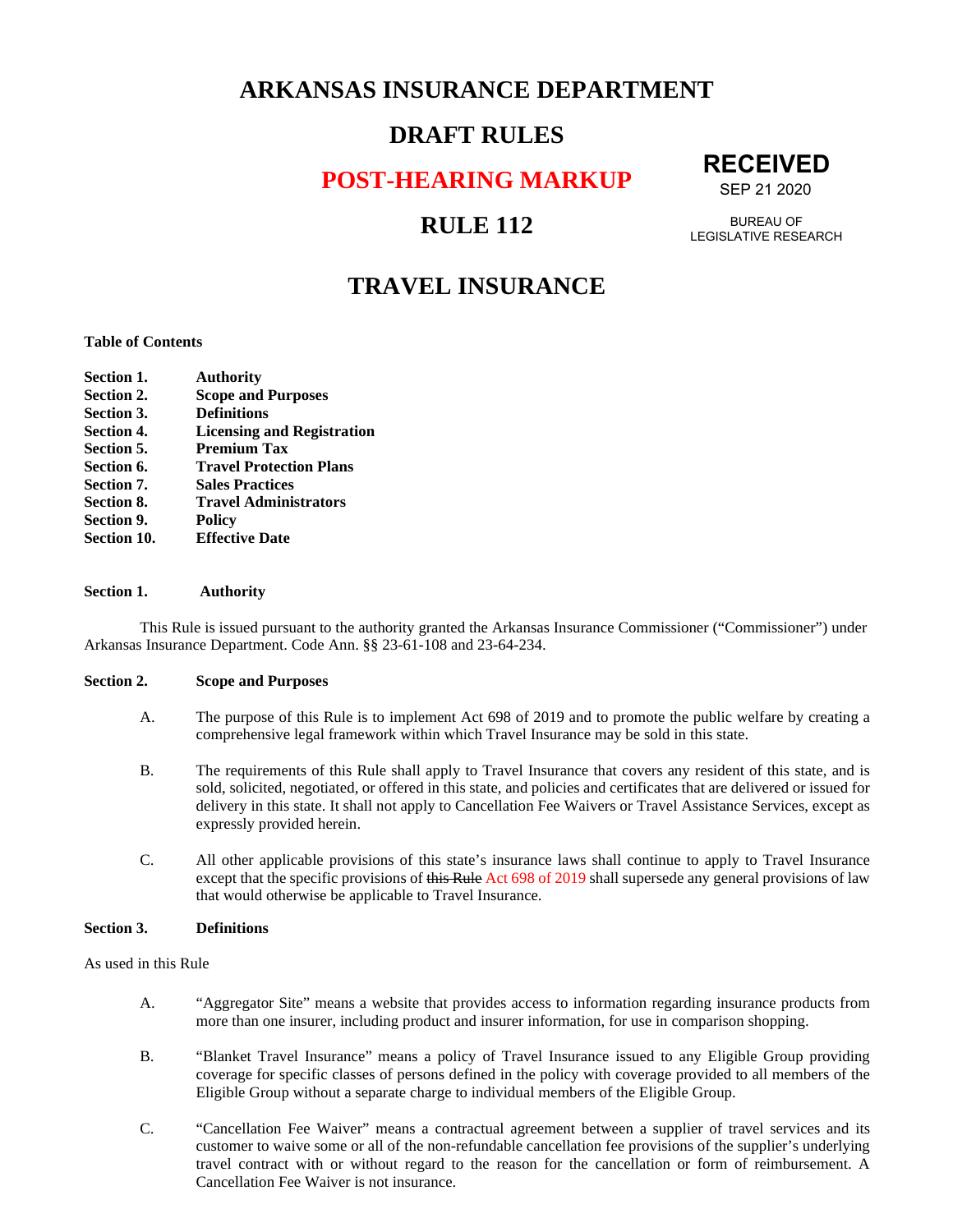# ARKANSAS INSURANCE DEPARTMENT

# DRAFT RULES

# POST-HEARING MARKUP

**RECEIVED**
SEP 21 2020
BUREAU OF LEGISLATIVE RESEARCH

# RULE 112

# TRAVEL INSURANCE

**Table of Contents**

**Section 1.** **Authority**
**Section 2.** **Scope and Purposes**
**Section 3.** **Definitions**
**Section 4.** **Licensing and Registration**
**Section 5.** **Premium Tax**
**Section 6.** **Travel Protection Plans**
**Section 7.** **Sales Practices**
**Section 8.** **Travel Administrators**
**Section 9.** **Policy**
**Section 10.** **Effective Date**

**Section 1.** **Authority**

This Rule is issued pursuant to the authority granted the Arkansas Insurance Commissioner ("Commissioner") under Arkansas Insurance Department. Code Ann. §§ 23-61-108 and 23-64-234.

**Section 2.** **Scope and Purposes**

A. The purpose of this Rule is to implement Act 698 of 2019 and to promote the public welfare by creating a comprehensive legal framework within which Travel Insurance may be sold in this state.

B. The requirements of this Rule shall apply to Travel Insurance that covers any resident of this state, and is sold, solicited, negotiated, or offered in this state, and policies and certificates that are delivered or issued for delivery in this state. It shall not apply to Cancellation Fee Waivers or Travel Assistance Services, except as expressly provided herein.

C. All other applicable provisions of this state's insurance laws shall continue to apply to Travel Insurance except that the specific provisions of ~~this Rule~~ Act 698 of 2019 shall supersede any general provisions of law that would otherwise be applicable to Travel Insurance.

**Section 3.** **Definitions**

As used in this Rule

A. "Aggregator Site" means a website that provides access to information regarding insurance products from more than one insurer, including product and insurer information, for use in comparison shopping.

B. "Blanket Travel Insurance" means a policy of Travel Insurance issued to any Eligible Group providing coverage for specific classes of persons defined in the policy with coverage provided to all members of the Eligible Group without a separate charge to individual members of the Eligible Group.

C. "Cancellation Fee Waiver" means a contractual agreement between a supplier of travel services and its customer to waive some or all of the non-refundable cancellation fee provisions of the supplier's underlying travel contract with or without regard to the reason for the cancellation or form of reimbursement. A Cancellation Fee Waiver is not insurance.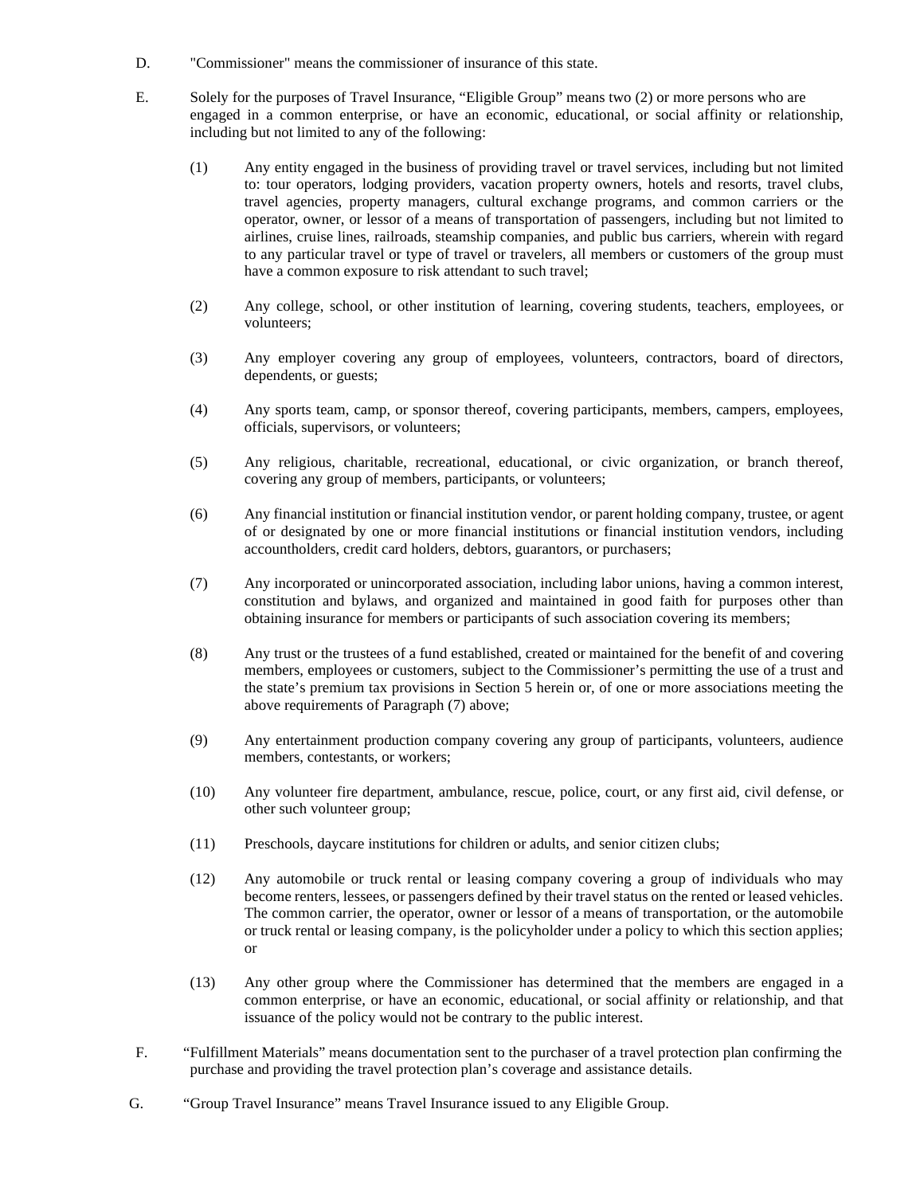D. "Commissioner" means the commissioner of insurance of this state.

E. Solely for the purposes of Travel Insurance, "Eligible Group" means two (2) or more persons who are engaged in a common enterprise, or have an economic, educational, or social affinity or relationship, including but not limited to any of the following:

(1) Any entity engaged in the business of providing travel or travel services, including but not limited to: tour operators, lodging providers, vacation property owners, hotels and resorts, travel clubs, travel agencies, property managers, cultural exchange programs, and common carriers or the operator, owner, or lessor of a means of transportation of passengers, including but not limited to airlines, cruise lines, railroads, steamship companies, and public bus carriers, wherein with regard to any particular travel or type of travel or travelers, all members or customers of the group must have a common exposure to risk attendant to such travel;

(2) Any college, school, or other institution of learning, covering students, teachers, employees, or volunteers;

(3) Any employer covering any group of employees, volunteers, contractors, board of directors, dependents, or guests;

(4) Any sports team, camp, or sponsor thereof, covering participants, members, campers, employees, officials, supervisors, or volunteers;

(5) Any religious, charitable, recreational, educational, or civic organization, or branch thereof, covering any group of members, participants, or volunteers;

(6) Any financial institution or financial institution vendor, or parent holding company, trustee, or agent of or designated by one or more financial institutions or financial institution vendors, including accountholders, credit card holders, debtors, guarantors, or purchasers;

(7) Any incorporated or unincorporated association, including labor unions, having a common interest, constitution and bylaws, and organized and maintained in good faith for purposes other than obtaining insurance for members or participants of such association covering its members;

(8) Any trust or the trustees of a fund established, created or maintained for the benefit of and covering members, employees or customers, subject to the Commissioner's permitting the use of a trust and the state's premium tax provisions in Section 5 herein or, of one or more associations meeting the above requirements of Paragraph (7) above;

(9) Any entertainment production company covering any group of participants, volunteers, audience members, contestants, or workers;

(10) Any volunteer fire department, ambulance, rescue, police, court, or any first aid, civil defense, or other such volunteer group;

(11) Preschools, daycare institutions for children or adults, and senior citizen clubs;

(12) Any automobile or truck rental or leasing company covering a group of individuals who may become renters, lessees, or passengers defined by their travel status on the rented or leased vehicles. The common carrier, the operator, owner or lessor of a means of transportation, or the automobile or truck rental or leasing company, is the policyholder under a policy to which this section applies; or

(13) Any other group where the Commissioner has determined that the members are engaged in a common enterprise, or have an economic, educational, or social affinity or relationship, and that issuance of the policy would not be contrary to the public interest.

F. "Fulfillment Materials" means documentation sent to the purchaser of a travel protection plan confirming the purchase and providing the travel protection plan's coverage and assistance details.

G. "Group Travel Insurance" means Travel Insurance issued to any Eligible Group.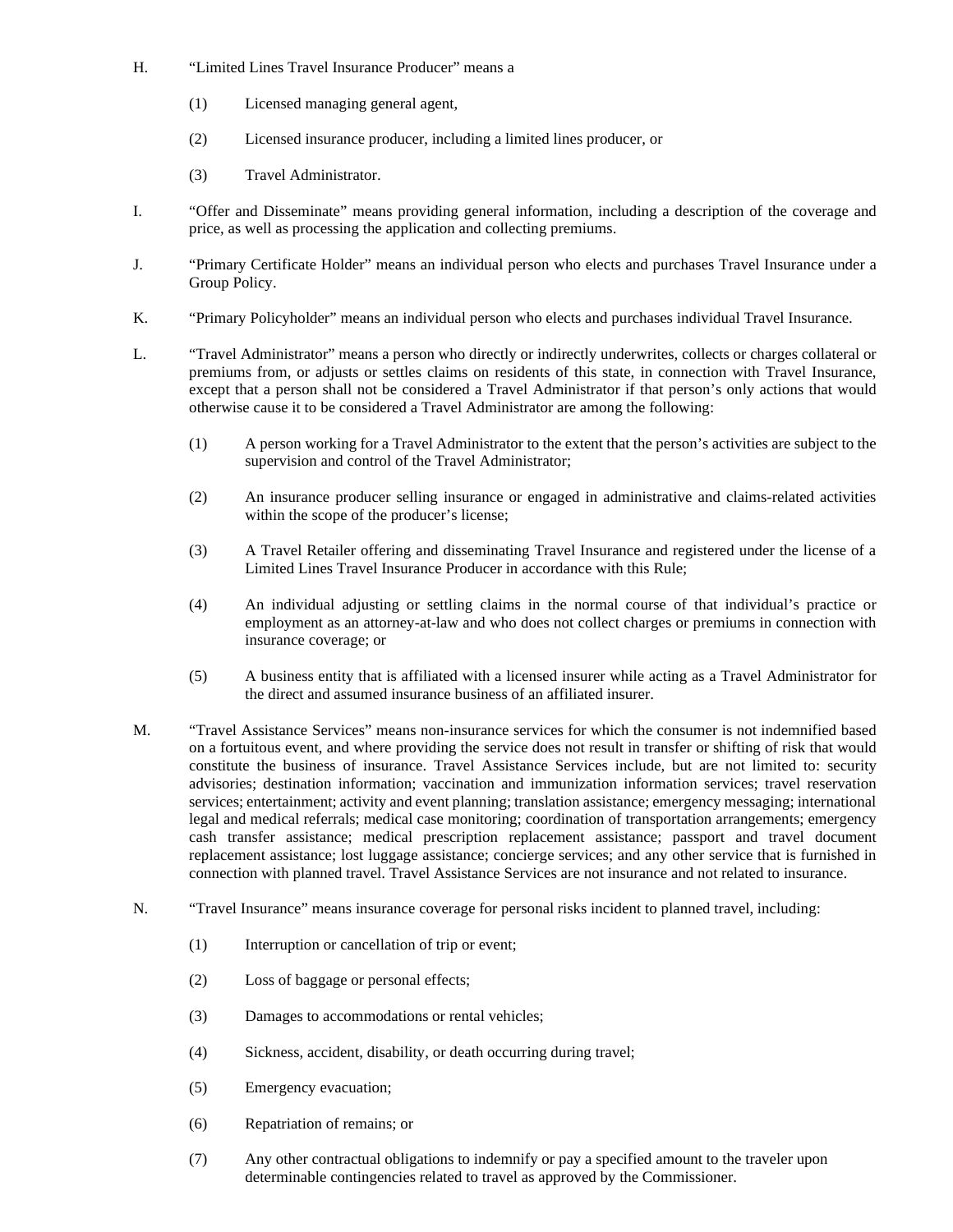H. "Limited Lines Travel Insurance Producer" means a

(1) Licensed managing general agent,

(2) Licensed insurance producer, including a limited lines producer, or

(3) Travel Administrator.

I. "Offer and Disseminate" means providing general information, including a description of the coverage and price, as well as processing the application and collecting premiums.

J. "Primary Certificate Holder" means an individual person who elects and purchases Travel Insurance under a Group Policy.

K. "Primary Policyholder" means an individual person who elects and purchases individual Travel Insurance.

L. "Travel Administrator" means a person who directly or indirectly underwrites, collects or charges collateral or premiums from, or adjusts or settles claims on residents of this state, in connection with Travel Insurance, except that a person shall not be considered a Travel Administrator if that person's only actions that would otherwise cause it to be considered a Travel Administrator are among the following:

(1) A person working for a Travel Administrator to the extent that the person's activities are subject to the supervision and control of the Travel Administrator;

(2) An insurance producer selling insurance or engaged in administrative and claims-related activities within the scope of the producer's license;

(3) A Travel Retailer offering and disseminating Travel Insurance and registered under the license of a Limited Lines Travel Insurance Producer in accordance with this Rule;

(4) An individual adjusting or settling claims in the normal course of that individual's practice or employment as an attorney-at-law and who does not collect charges or premiums in connection with insurance coverage; or

(5) A business entity that is affiliated with a licensed insurer while acting as a Travel Administrator for the direct and assumed insurance business of an affiliated insurer.

M. "Travel Assistance Services" means non-insurance services for which the consumer is not indemnified based on a fortuitous event, and where providing the service does not result in transfer or shifting of risk that would constitute the business of insurance. Travel Assistance Services include, but are not limited to: security advisories; destination information; vaccination and immunization information services; travel reservation services; entertainment; activity and event planning; translation assistance; emergency messaging; international legal and medical referrals; medical case monitoring; coordination of transportation arrangements; emergency cash transfer assistance; medical prescription replacement assistance; passport and travel document replacement assistance; lost luggage assistance; concierge services; and any other service that is furnished in connection with planned travel. Travel Assistance Services are not insurance and not related to insurance.

N. "Travel Insurance" means insurance coverage for personal risks incident to planned travel, including:

(1) Interruption or cancellation of trip or event;

(2) Loss of baggage or personal effects;

(3) Damages to accommodations or rental vehicles;

(4) Sickness, accident, disability, or death occurring during travel;

(5) Emergency evacuation;

(6) Repatriation of remains; or

(7) Any other contractual obligations to indemnify or pay a specified amount to the traveler upon determinable contingencies related to travel as approved by the Commissioner.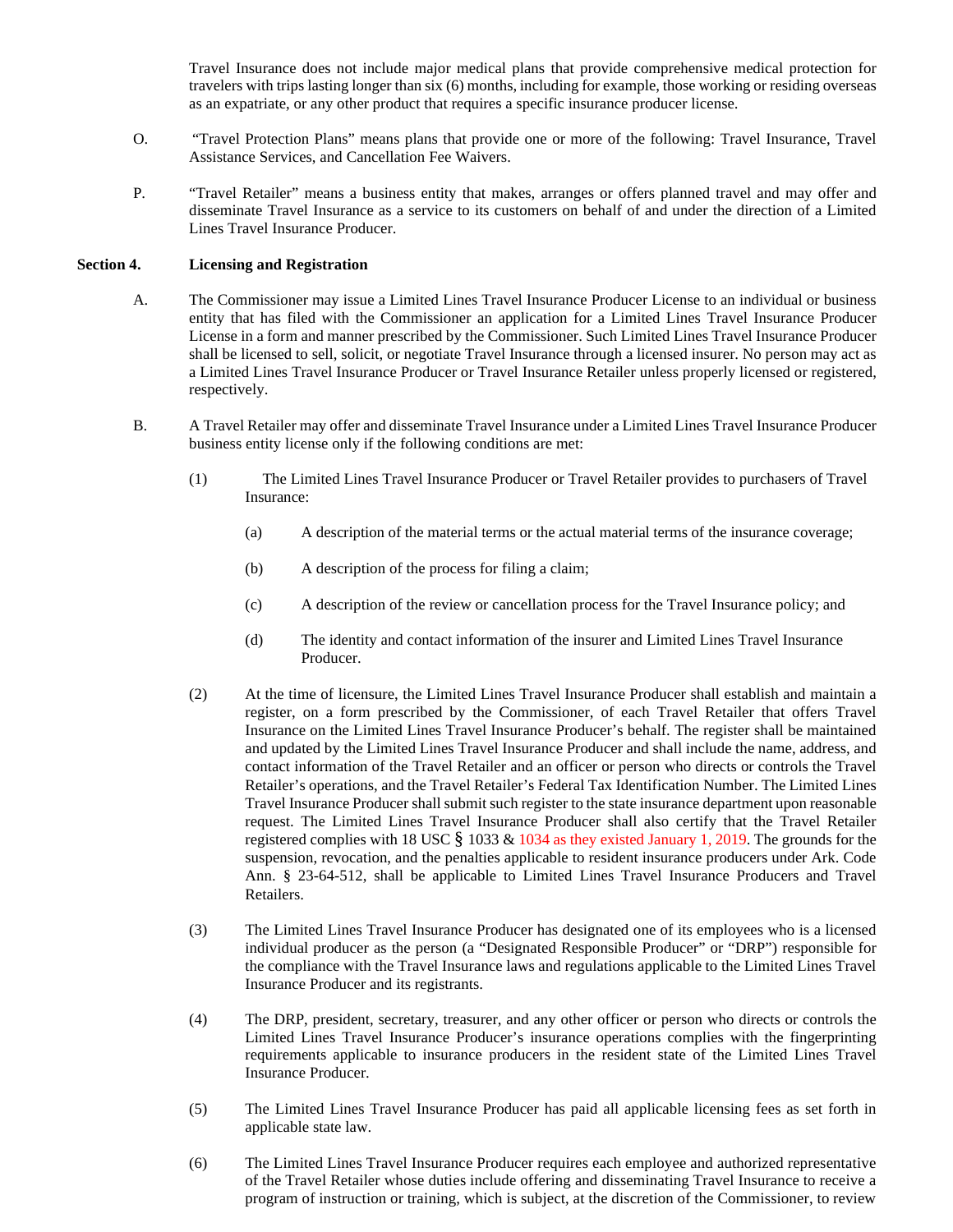Travel Insurance does not include major medical plans that provide comprehensive medical protection for travelers with trips lasting longer than six (6) months, including for example, those working or residing overseas as an expatriate, or any other product that requires a specific insurance producer license.

O. "Travel Protection Plans" means plans that provide one or more of the following: Travel Insurance, Travel Assistance Services, and Cancellation Fee Waivers.

P. "Travel Retailer" means a business entity that makes, arranges or offers planned travel and may offer and disseminate Travel Insurance as a service to its customers on behalf of and under the direction of a Limited Lines Travel Insurance Producer.

**Section 4. Licensing and Registration**

A. The Commissioner may issue a Limited Lines Travel Insurance Producer License to an individual or business entity that has filed with the Commissioner an application for a Limited Lines Travel Insurance Producer License in a form and manner prescribed by the Commissioner. Such Limited Lines Travel Insurance Producer shall be licensed to sell, solicit, or negotiate Travel Insurance through a licensed insurer. No person may act as a Limited Lines Travel Insurance Producer or Travel Insurance Retailer unless properly licensed or registered, respectively.

B. A Travel Retailer may offer and disseminate Travel Insurance under a Limited Lines Travel Insurance Producer business entity license only if the following conditions are met:

(1) The Limited Lines Travel Insurance Producer or Travel Retailer provides to purchasers of Travel Insurance:

(a) A description of the material terms or the actual material terms of the insurance coverage;

(b) A description of the process for filing a claim;

(c) A description of the review or cancellation process for the Travel Insurance policy; and

(d) The identity and contact information of the insurer and Limited Lines Travel Insurance Producer.

(2) At the time of licensure, the Limited Lines Travel Insurance Producer shall establish and maintain a register, on a form prescribed by the Commissioner, of each Travel Retailer that offers Travel Insurance on the Limited Lines Travel Insurance Producer's behalf. The register shall be maintained and updated by the Limited Lines Travel Insurance Producer and shall include the name, address, and contact information of the Travel Retailer and an officer or person who directs or controls the Travel Retailer's operations, and the Travel Retailer's Federal Tax Identification Number. The Limited Lines Travel Insurance Producer shall submit such register to the state insurance department upon reasonable request. The Limited Lines Travel Insurance Producer shall also certify that the Travel Retailer registered complies with 18 USC § 1033 & 1034 as they existed January 1, 2019. The grounds for the suspension, revocation, and the penalties applicable to resident insurance producers under Ark. Code Ann. § 23-64-512, shall be applicable to Limited Lines Travel Insurance Producers and Travel Retailers.

(3) The Limited Lines Travel Insurance Producer has designated one of its employees who is a licensed individual producer as the person (a "Designated Responsible Producer" or "DRP") responsible for the compliance with the Travel Insurance laws and regulations applicable to the Limited Lines Travel Insurance Producer and its registrants.

(4) The DRP, president, secretary, treasurer, and any other officer or person who directs or controls the Limited Lines Travel Insurance Producer's insurance operations complies with the fingerprinting requirements applicable to insurance producers in the resident state of the Limited Lines Travel Insurance Producer.

(5) The Limited Lines Travel Insurance Producer has paid all applicable licensing fees as set forth in applicable state law.

(6) The Limited Lines Travel Insurance Producer requires each employee and authorized representative of the Travel Retailer whose duties include offering and disseminating Travel Insurance to receive a program of instruction or training, which is subject, at the discretion of the Commissioner, to review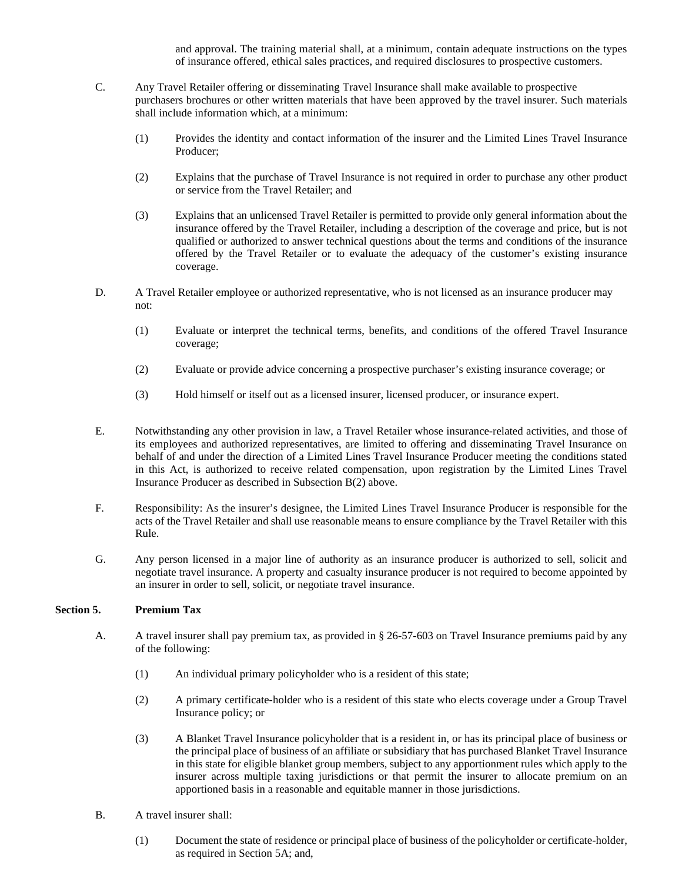and approval. The training material shall, at a minimum, contain adequate instructions on the types of insurance offered, ethical sales practices, and required disclosures to prospective customers.

C. Any Travel Retailer offering or disseminating Travel Insurance shall make available to prospective purchasers brochures or other written materials that have been approved by the travel insurer. Such materials shall include information which, at a minimum:

(1) Provides the identity and contact information of the insurer and the Limited Lines Travel Insurance Producer;

(2) Explains that the purchase of Travel Insurance is not required in order to purchase any other product or service from the Travel Retailer; and

(3) Explains that an unlicensed Travel Retailer is permitted to provide only general information about the insurance offered by the Travel Retailer, including a description of the coverage and price, but is not qualified or authorized to answer technical questions about the terms and conditions of the insurance offered by the Travel Retailer or to evaluate the adequacy of the customer's existing insurance coverage.

D. A Travel Retailer employee or authorized representative, who is not licensed as an insurance producer may not:

(1) Evaluate or interpret the technical terms, benefits, and conditions of the offered Travel Insurance coverage;

(2) Evaluate or provide advice concerning a prospective purchaser's existing insurance coverage; or

(3) Hold himself or itself out as a licensed insurer, licensed producer, or insurance expert.

E. Notwithstanding any other provision in law, a Travel Retailer whose insurance-related activities, and those of its employees and authorized representatives, are limited to offering and disseminating Travel Insurance on behalf of and under the direction of a Limited Lines Travel Insurance Producer meeting the conditions stated in this Act, is authorized to receive related compensation, upon registration by the Limited Lines Travel Insurance Producer as described in Subsection B(2) above.

F. Responsibility: As the insurer's designee, the Limited Lines Travel Insurance Producer is responsible for the acts of the Travel Retailer and shall use reasonable means to ensure compliance by the Travel Retailer with this Rule.

G. Any person licensed in a major line of authority as an insurance producer is authorized to sell, solicit and negotiate travel insurance. A property and casualty insurance producer is not required to become appointed by an insurer in order to sell, solicit, or negotiate travel insurance.

## Section 5. Premium Tax

A. A travel insurer shall pay premium tax, as provided in § 26-57-603 on Travel Insurance premiums paid by any of the following:

(1) An individual primary policyholder who is a resident of this state;

(2) A primary certificate-holder who is a resident of this state who elects coverage under a Group Travel Insurance policy; or

(3) A Blanket Travel Insurance policyholder that is a resident in, or has its principal place of business or the principal place of business of an affiliate or subsidiary that has purchased Blanket Travel Insurance in this state for eligible blanket group members, subject to any apportionment rules which apply to the insurer across multiple taxing jurisdictions or that permit the insurer to allocate premium on an apportioned basis in a reasonable and equitable manner in those jurisdictions.

B. A travel insurer shall:

(1) Document the state of residence or principal place of business of the policyholder or certificate-holder, as required in Section 5A; and,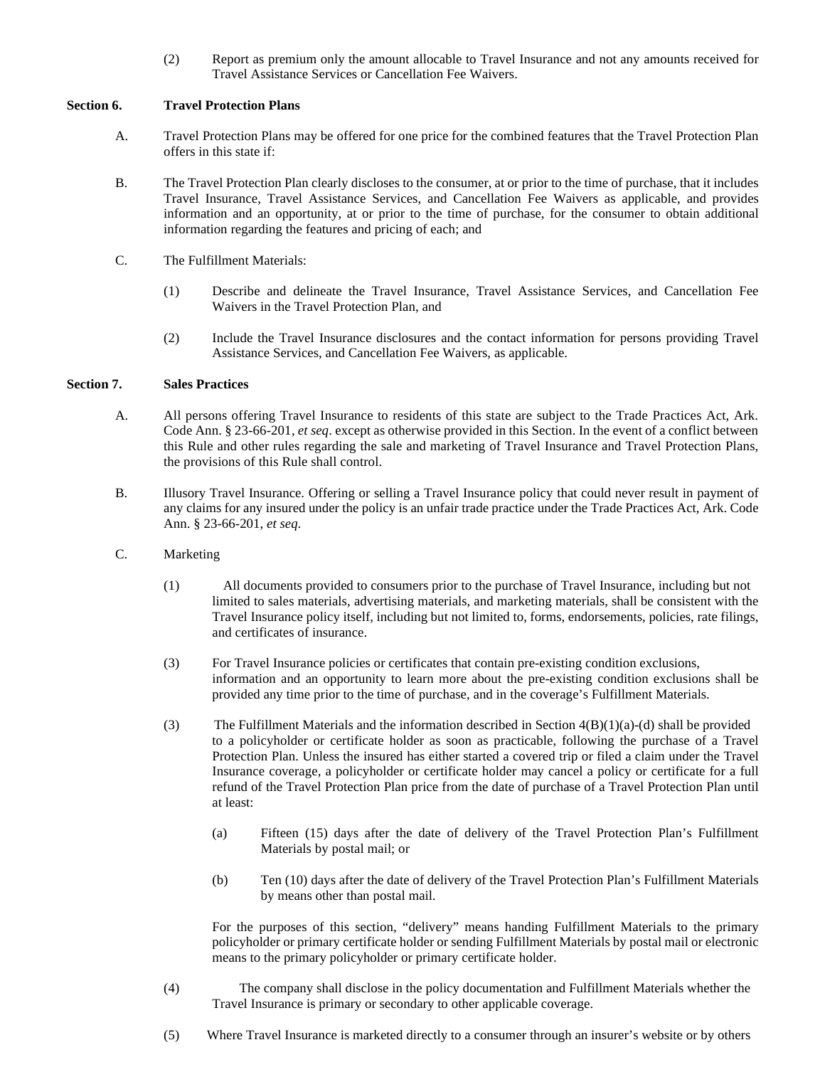(2) Report as premium only the amount allocable to Travel Insurance and not any amounts received for Travel Assistance Services or Cancellation Fee Waivers.

**Section 6. Travel Protection Plans**

A. Travel Protection Plans may be offered for one price for the combined features that the Travel Protection Plan offers in this state if:

B. The Travel Protection Plan clearly discloses to the consumer, at or prior to the time of purchase, that it includes Travel Insurance, Travel Assistance Services, and Cancellation Fee Waivers as applicable, and provides information and an opportunity, at or prior to the time of purchase, for the consumer to obtain additional information regarding the features and pricing of each; and

C. The Fulfillment Materials:

(1) Describe and delineate the Travel Insurance, Travel Assistance Services, and Cancellation Fee Waivers in the Travel Protection Plan, and

(2) Include the Travel Insurance disclosures and the contact information for persons providing Travel Assistance Services, and Cancellation Fee Waivers, as applicable.

**Section 7. Sales Practices**

A. All persons offering Travel Insurance to residents of this state are subject to the Trade Practices Act, Ark. Code Ann. § 23-66-201, *et seq*. except as otherwise provided in this Section. In the event of a conflict between this Rule and other rules regarding the sale and marketing of Travel Insurance and Travel Protection Plans, the provisions of this Rule shall control.

B. Illusory Travel Insurance. Offering or selling a Travel Insurance policy that could never result in payment of any claims for any insured under the policy is an unfair trade practice under the Trade Practices Act, Ark. Code Ann. § 23-66-201, *et seq*.

C. Marketing

(1) All documents provided to consumers prior to the purchase of Travel Insurance, including but not limited to sales materials, advertising materials, and marketing materials, shall be consistent with the Travel Insurance policy itself, including but not limited to, forms, endorsements, policies, rate filings, and certificates of insurance.

(3) For Travel Insurance policies or certificates that contain pre-existing condition exclusions, information and an opportunity to learn more about the pre-existing condition exclusions shall be provided any time prior to the time of purchase, and in the coverage's Fulfillment Materials.

(3) The Fulfillment Materials and the information described in Section 4(B)(1)(a)-(d) shall be provided to a policyholder or certificate holder as soon as practicable, following the purchase of a Travel Protection Plan. Unless the insured has either started a covered trip or filed a claim under the Travel Insurance coverage, a policyholder or certificate holder may cancel a policy or certificate for a full refund of the Travel Protection Plan price from the date of purchase of a Travel Protection Plan until at least:

(a) Fifteen (15) days after the date of delivery of the Travel Protection Plan's Fulfillment Materials by postal mail; or

(b) Ten (10) days after the date of delivery of the Travel Protection Plan's Fulfillment Materials by means other than postal mail.

For the purposes of this section, "delivery" means handing Fulfillment Materials to the primary policyholder or primary certificate holder or sending Fulfillment Materials by postal mail or electronic means to the primary policyholder or primary certificate holder.

(4) The company shall disclose in the policy documentation and Fulfillment Materials whether the Travel Insurance is primary or secondary to other applicable coverage.

(5) Where Travel Insurance is marketed directly to a consumer through an insurer's website or by others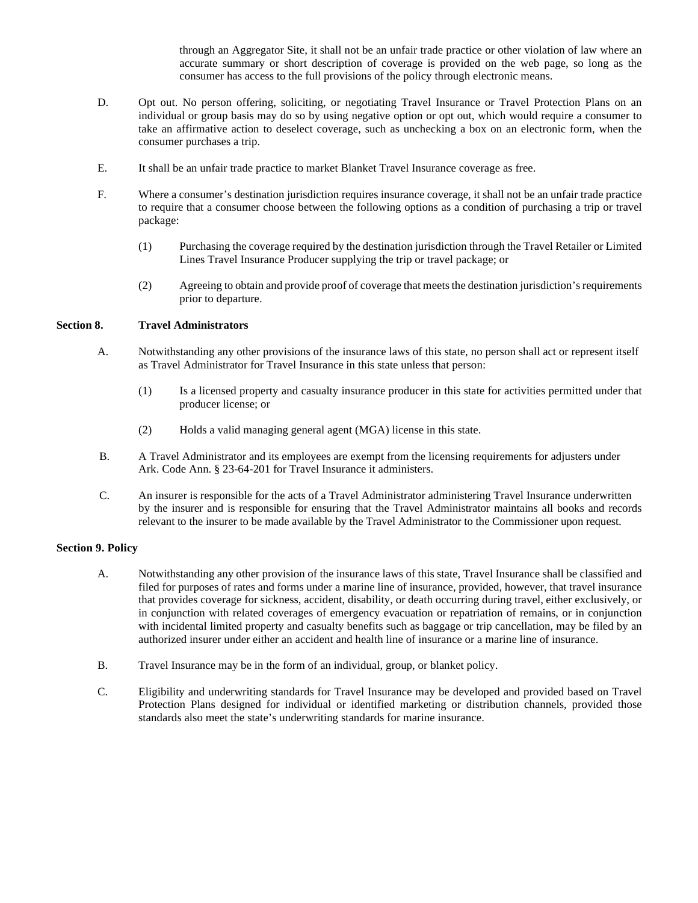through an Aggregator Site, it shall not be an unfair trade practice or other violation of law where an accurate summary or short description of coverage is provided on the web page, so long as the consumer has access to the full provisions of the policy through electronic means.

D. Opt out. No person offering, soliciting, or negotiating Travel Insurance or Travel Protection Plans on an individual or group basis may do so by using negative option or opt out, which would require a consumer to take an affirmative action to deselect coverage, such as unchecking a box on an electronic form, when the consumer purchases a trip.

E. It shall be an unfair trade practice to market Blanket Travel Insurance coverage as free.

F. Where a consumer's destination jurisdiction requires insurance coverage, it shall not be an unfair trade practice to require that a consumer choose between the following options as a condition of purchasing a trip or travel package:

(1) Purchasing the coverage required by the destination jurisdiction through the Travel Retailer or Limited Lines Travel Insurance Producer supplying the trip or travel package; or

(2) Agreeing to obtain and provide proof of coverage that meets the destination jurisdiction's requirements prior to departure.

**Section 8. Travel Administrators**

A. Notwithstanding any other provisions of the insurance laws of this state, no person shall act or represent itself as Travel Administrator for Travel Insurance in this state unless that person:

(1) Is a licensed property and casualty insurance producer in this state for activities permitted under that producer license; or

(2) Holds a valid managing general agent (MGA) license in this state.

B. A Travel Administrator and its employees are exempt from the licensing requirements for adjusters under Ark. Code Ann. § 23-64-201 for Travel Insurance it administers.

C. An insurer is responsible for the acts of a Travel Administrator administering Travel Insurance underwritten by the insurer and is responsible for ensuring that the Travel Administrator maintains all books and records relevant to the insurer to be made available by the Travel Administrator to the Commissioner upon request.

**Section 9. Policy**

A. Notwithstanding any other provision of the insurance laws of this state, Travel Insurance shall be classified and filed for purposes of rates and forms under a marine line of insurance, provided, however, that travel insurance that provides coverage for sickness, accident, disability, or death occurring during travel, either exclusively, or in conjunction with related coverages of emergency evacuation or repatriation of remains, or in conjunction with incidental limited property and casualty benefits such as baggage or trip cancellation, may be filed by an authorized insurer under either an accident and health line of insurance or a marine line of insurance.

B. Travel Insurance may be in the form of an individual, group, or blanket policy.

C. Eligibility and underwriting standards for Travel Insurance may be developed and provided based on Travel Protection Plans designed for individual or identified marketing or distribution channels, provided those standards also meet the state's underwriting standards for marine insurance.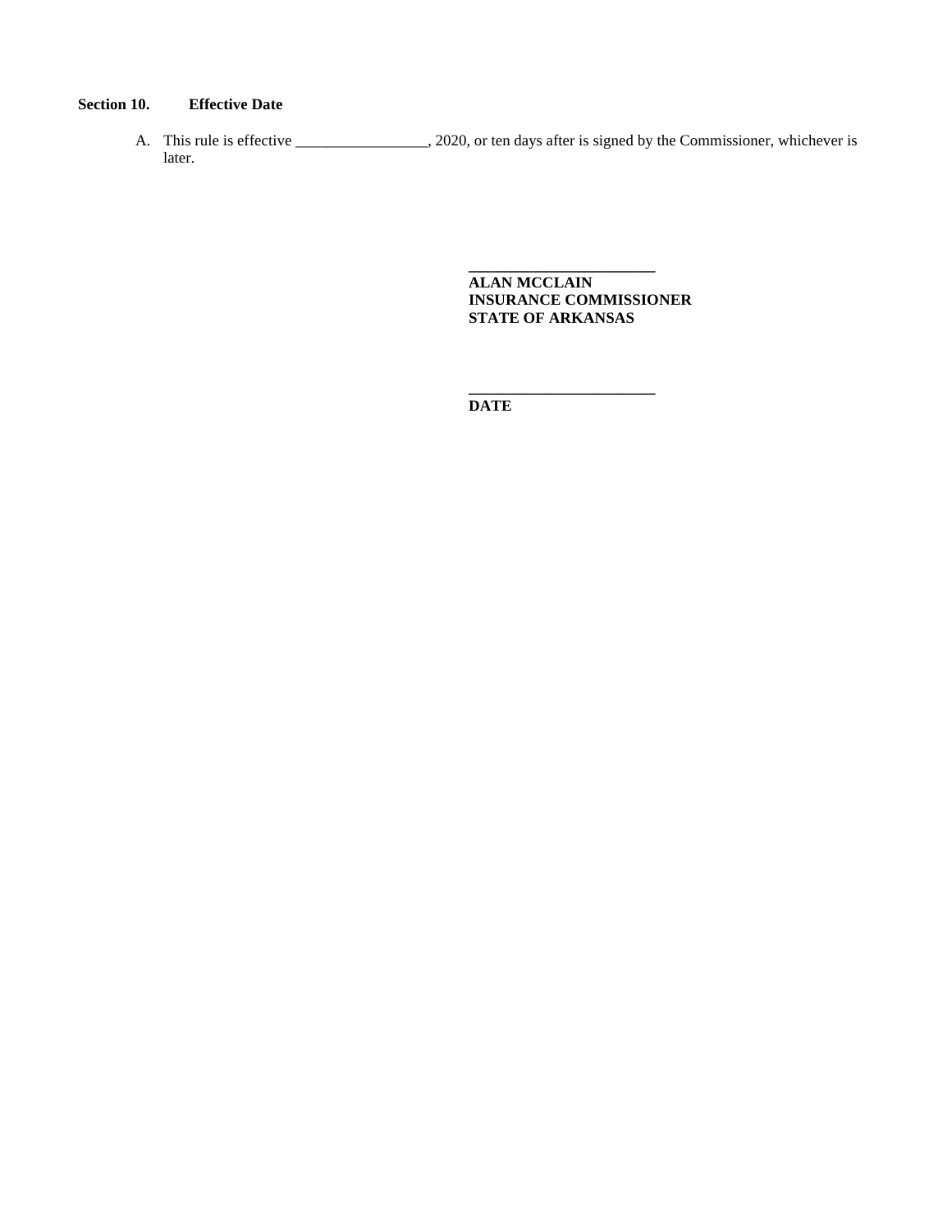**Section 10. Effective Date**

A. This rule is effective _________________, 2020, or ten days after is signed by the Commissioner, whichever is later.

________________________
**ALAN MCCLAIN**
**INSURANCE COMMISSIONER**
**STATE OF ARKANSAS**

________________________
**DATE**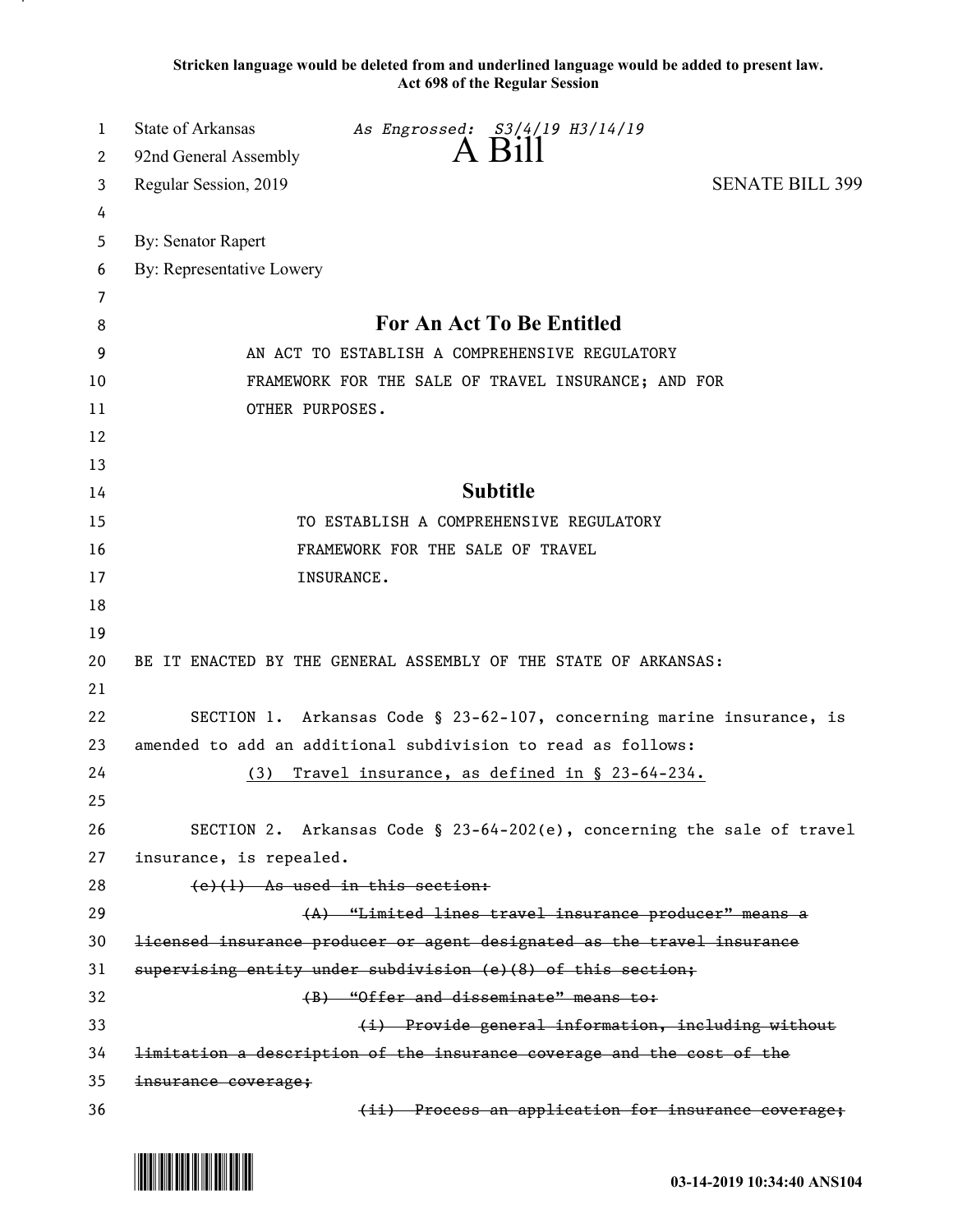**Stricken language would be deleted from and underlined language would be added to present law.**
**Act 698 of the Regular Session**

State of Arkansas *As Engrossed: S3/4/19 H3/14/19*
92nd General Assembly
# A Bill
Regular Session, 2019 SENATE BILL 399

By: Senator Rapert
By: Representative Lowery

## For An Act To Be Entitled

AN ACT TO ESTABLISH A COMPREHENSIVE REGULATORY FRAMEWORK FOR THE SALE OF TRAVEL INSURANCE; AND FOR OTHER PURPOSES.

## Subtitle

TO ESTABLISH A COMPREHENSIVE REGULATORY FRAMEWORK FOR THE SALE OF TRAVEL INSURANCE.

BE IT ENACTED BY THE GENERAL ASSEMBLY OF THE STATE OF ARKANSAS:

SECTION 1. Arkansas Code § 23-62-107, concerning marine insurance, is amended to add an additional subdivision to read as follows:

<u>(3) Travel insurance, as defined in § 23-64-234.</u>

SECTION 2. Arkansas Code § 23-64-202(e), concerning the sale of travel insurance, is repealed.

~~(e)(1) As used in this section:~~

~~(A) "Limited lines travel insurance producer" means a licensed insurance producer or agent designated as the travel insurance supervising entity under subdivision (e)(8) of this section;~~

~~(B) "Offer and disseminate" means to:~~

~~(i) Provide general information, including without limitation a description of the insurance coverage and the cost of the insurance coverage;~~

~~(ii) Process an application for insurance coverage;~~

03-14-2019 10:34:40 ANS104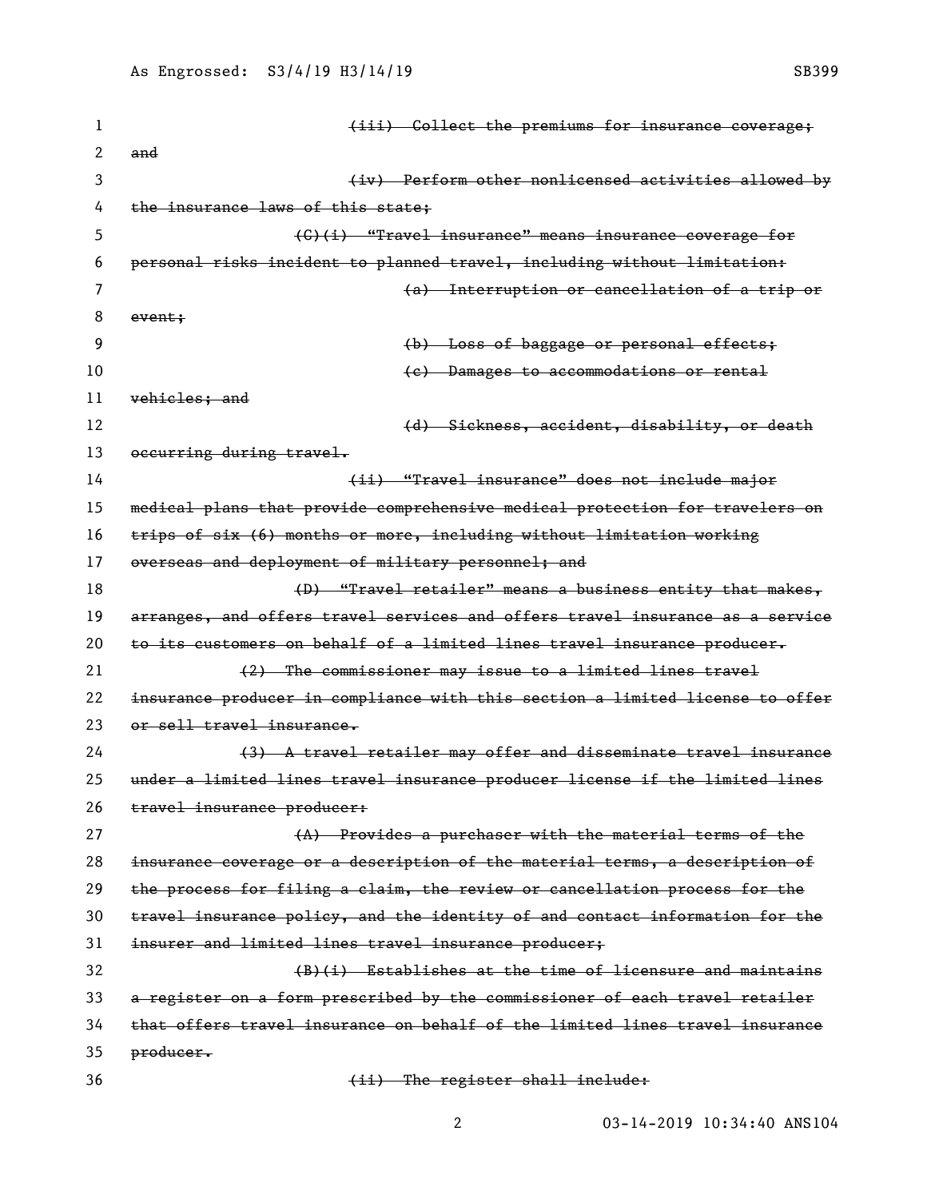~~(iii) Collect the premiums for insurance coverage; and~~

~~(iv) Perform other nonlicensed activities allowed by the insurance laws of this state;~~

~~(C)(i) "Travel insurance" means insurance coverage for personal risks incident to planned travel, including without limitation:~~

~~(a) Interruption or cancellation of a trip or event;~~

~~(b) Loss of baggage or personal effects;~~

~~(c) Damages to accommodations or rental vehicles; and~~

~~(d) Sickness, accident, disability, or death occurring during travel.~~

~~(ii) "Travel insurance" does not include major medical plans that provide comprehensive medical protection for travelers on trips of six (6) months or more, including without limitation working overseas and deployment of military personnel; and~~

~~(D) "Travel retailer" means a business entity that makes, arranges, and offers travel services and offers travel insurance as a service to its customers on behalf of a limited lines travel insurance producer.~~

~~(2) The commissioner may issue to a limited lines travel insurance producer in compliance with this section a limited license to offer or sell travel insurance.~~

~~(3) A travel retailer may offer and disseminate travel insurance under a limited lines travel insurance producer license if the limited lines travel insurance producer:~~

~~(A) Provides a purchaser with the material terms of the insurance coverage or a description of the material terms, a description of the process for filing a claim, the review or cancellation process for the travel insurance policy, and the identity of and contact information for the insurer and limited lines travel insurance producer;~~

~~(B)(i) Establishes at the time of licensure and maintains a register on a form prescribed by the commissioner of each travel retailer that offers travel insurance on behalf of the limited lines travel insurance producer.~~

~~(ii) The register shall include:~~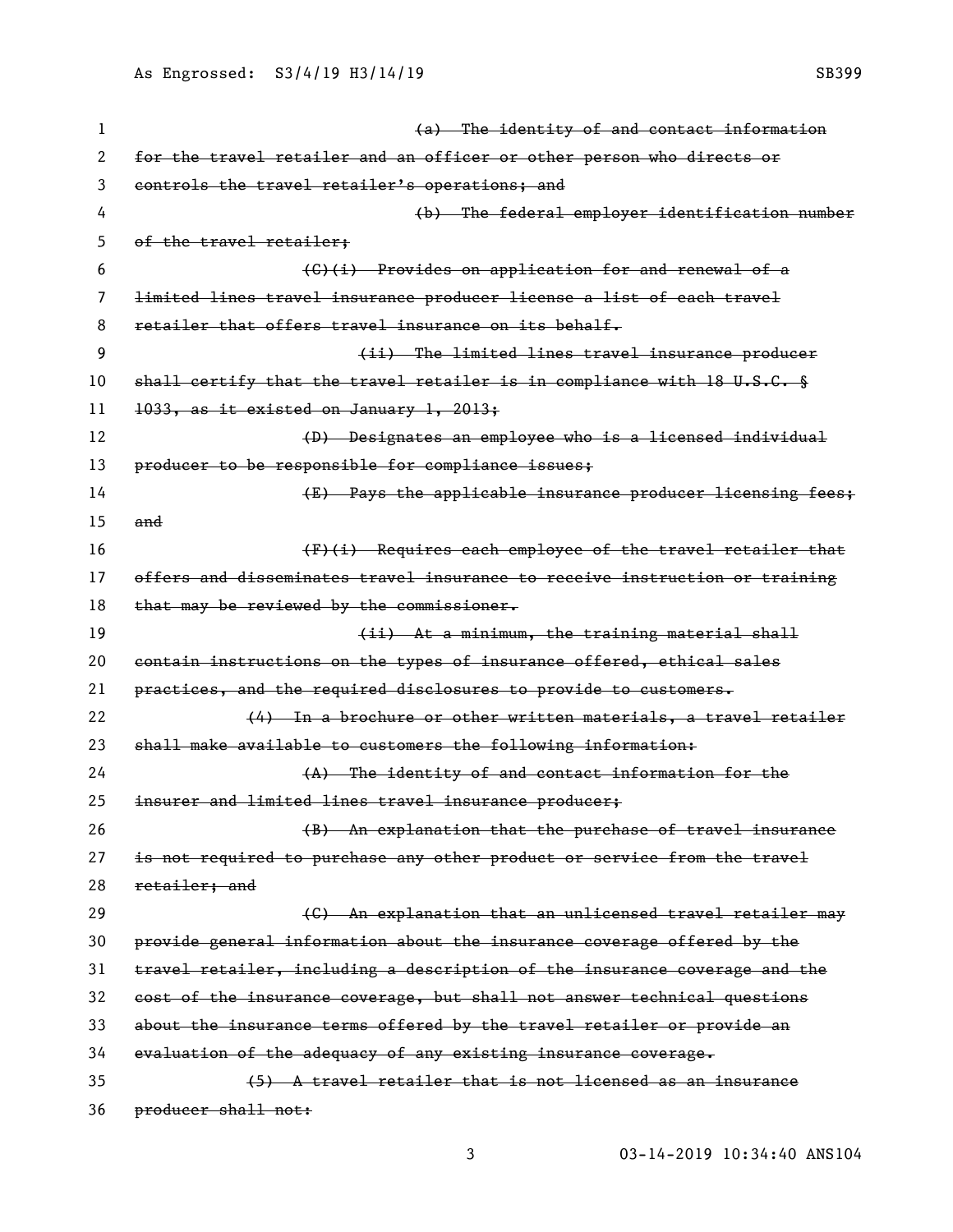~~(a) The identity of and contact information for the travel retailer and an officer or other person who directs or controls the travel retailer's operations; and~~

~~(b) The federal employer identification number of the travel retailer;~~

~~(C)(i) Provides on application for and renewal of a limited lines travel insurance producer license a list of each travel retailer that offers travel insurance on its behalf.~~

~~(ii) The limited lines travel insurance producer shall certify that the travel retailer is in compliance with 18 U.S.C. § 1033, as it existed on January 1, 2013;~~

~~(D) Designates an employee who is a licensed individual producer to be responsible for compliance issues;~~

~~(E) Pays the applicable insurance producer licensing fees; and~~

~~(F)(i) Requires each employee of the travel retailer that offers and disseminates travel insurance to receive instruction or training that may be reviewed by the commissioner.~~

~~(ii) At a minimum, the training material shall contain instructions on the types of insurance offered, ethical sales practices, and the required disclosures to provide to customers.~~

~~(4) In a brochure or other written materials, a travel retailer shall make available to customers the following information:~~

~~(A) The identity of and contact information for the insurer and limited lines travel insurance producer;~~

~~(B) An explanation that the purchase of travel insurance is not required to purchase any other product or service from the travel retailer; and~~

~~(C) An explanation that an unlicensed travel retailer may provide general information about the insurance coverage offered by the travel retailer, including a description of the insurance coverage and the cost of the insurance coverage, but shall not answer technical questions about the insurance terms offered by the travel retailer or provide an evaluation of the adequacy of any existing insurance coverage.~~

~~(5) A travel retailer that is not licensed as an insurance producer shall not:~~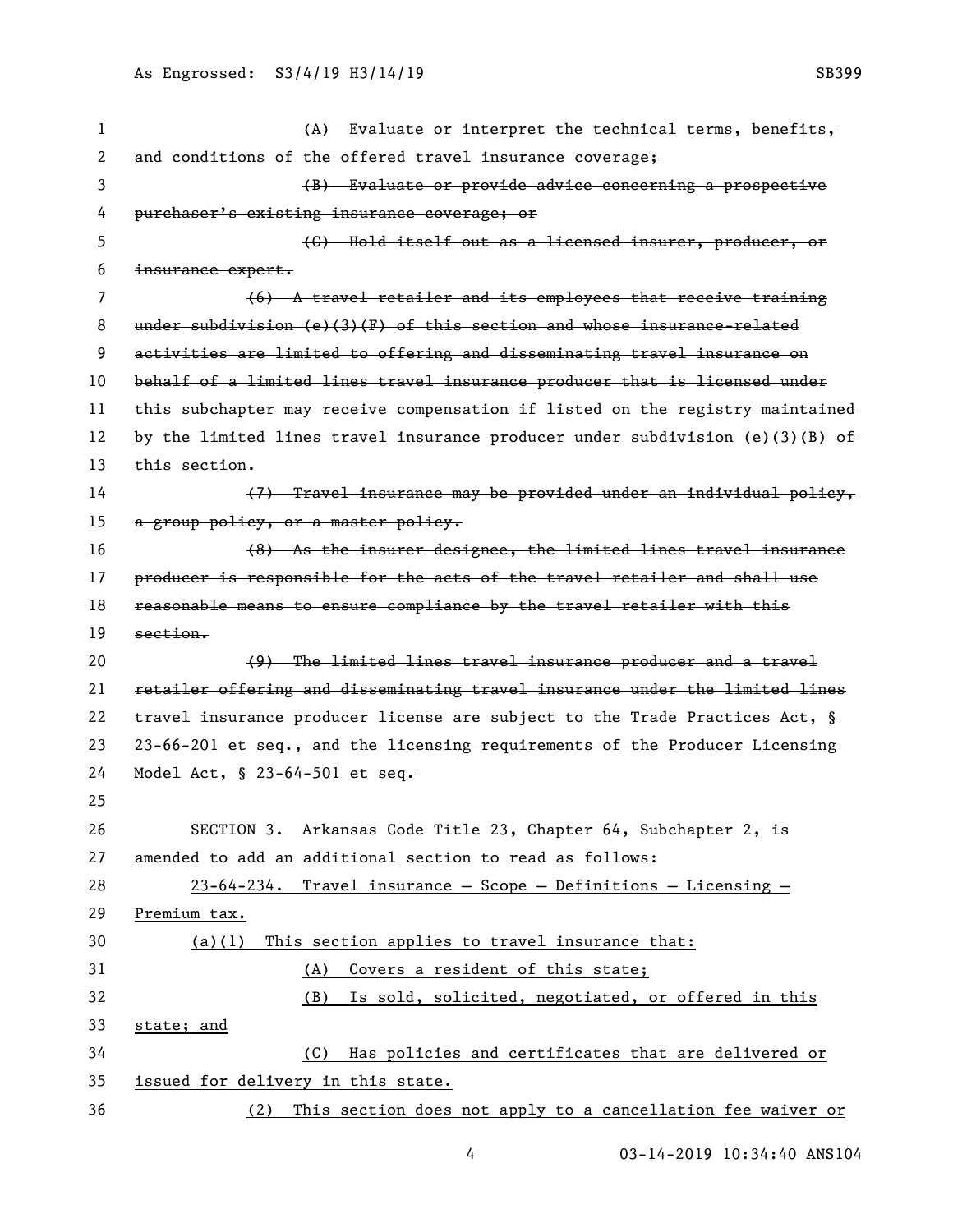~~(A) Evaluate or interpret the technical terms, benefits, and conditions of the offered travel insurance coverage;~~

~~(B) Evaluate or provide advice concerning a prospective purchaser's existing insurance coverage; or~~

~~(C) Hold itself out as a licensed insurer, producer, or insurance expert.~~

~~(6) A travel retailer and its employees that receive training under subdivision (e)(3)(F) of this section and whose insurance-related activities are limited to offering and disseminating travel insurance on behalf of a limited lines travel insurance producer that is licensed under this subchapter may receive compensation if listed on the registry maintained by the limited lines travel insurance producer under subdivision (e)(3)(B) of this section.~~

~~(7) Travel insurance may be provided under an individual policy, a group policy, or a master policy.~~

~~(8) As the insurer designee, the limited lines travel insurance producer is responsible for the acts of the travel retailer and shall use reasonable means to ensure compliance by the travel retailer with this section.~~

~~(9) The limited lines travel insurance producer and a travel retailer offering and disseminating travel insurance under the limited lines travel insurance producer license are subject to the Trade Practices Act, § 23-66-201 et seq., and the licensing requirements of the Producer Licensing Model Act, § 23-64-501 et seq.~~

SECTION 3. Arkansas Code Title 23, Chapter 64, Subchapter 2, is amended to add an additional section to read as follows:

<u>23-64-234. Travel insurance — Scope — Definitions — Licensing — Premium tax.</u>

<u>(a)(1) This section applies to travel insurance that:</u>

<u>(A) Covers a resident of this state;</u>

<u>(B) Is sold, solicited, negotiated, or offered in this state; and</u>

<u>(C) Has policies and certificates that are delivered or issued for delivery in this state.</u>

<u>(2) This section does not apply to a cancellation fee waiver or</u>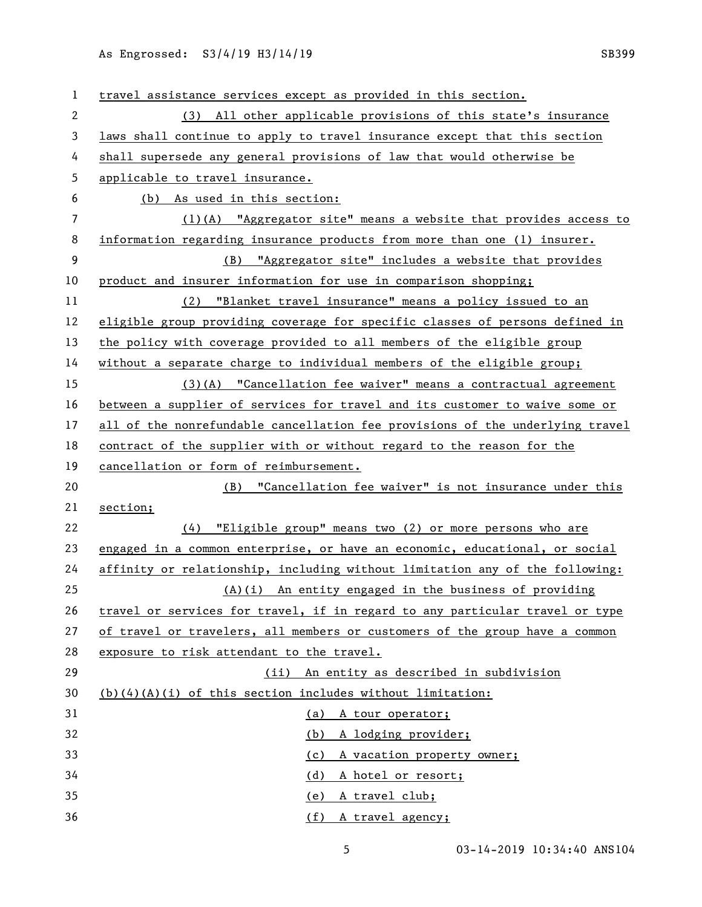travel assistance services except as provided in this section.

(3) All other applicable provisions of this state's insurance laws shall continue to apply to travel insurance except that this section shall supersede any general provisions of law that would otherwise be applicable to travel insurance.

(b) As used in this section:

(1)(A) "Aggregator site" means a website that provides access to information regarding insurance products from more than one (1) insurer.

(B) "Aggregator site" includes a website that provides product and insurer information for use in comparison shopping;

(2) "Blanket travel insurance" means a policy issued to an eligible group providing coverage for specific classes of persons defined in the policy with coverage provided to all members of the eligible group without a separate charge to individual members of the eligible group;

(3)(A) "Cancellation fee waiver" means a contractual agreement between a supplier of services for travel and its customer to waive some or all of the nonrefundable cancellation fee provisions of the underlying travel contract of the supplier with or without regard to the reason for the cancellation or form of reimbursement.

(B) "Cancellation fee waiver" is not insurance under this section;

(4) "Eligible group" means two (2) or more persons who are engaged in a common enterprise, or have an economic, educational, or social affinity or relationship, including without limitation any of the following:

(A)(i) An entity engaged in the business of providing travel or services for travel, if in regard to any particular travel or type of travel or travelers, all members or customers of the group have a common exposure to risk attendant to the travel.

(ii) An entity as described in subdivision (b)(4)(A)(i) of this section includes without limitation:

(a) A tour operator;

(b) A lodging provider;

(c) A vacation property owner;

(d) A hotel or resort;

(e) A travel club;

(f) A travel agency;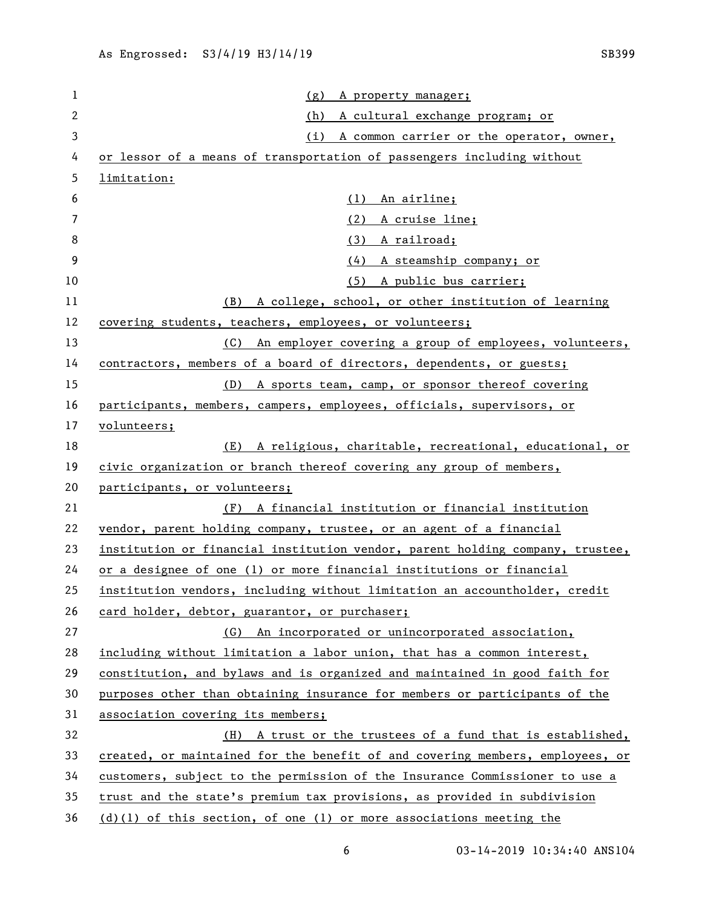(g) A property manager;

(h) A cultural exchange program; or

(i) A common carrier or the operator, owner, or lessor of a means of transportation of passengers including without limitation:

(1) An airline;

(2) A cruise line;

(3) A railroad;

(4) A steamship company; or

(5) A public bus carrier;

(B) A college, school, or other institution of learning covering students, teachers, employees, or volunteers;

(C) An employer covering a group of employees, volunteers, contractors, members of a board of directors, dependents, or guests;

(D) A sports team, camp, or sponsor thereof covering participants, members, campers, employees, officials, supervisors, or volunteers;

(E) A religious, charitable, recreational, educational, or civic organization or branch thereof covering any group of members, participants, or volunteers;

(F) A financial institution or financial institution vendor, parent holding company, trustee, or an agent of a financial institution or financial institution vendor, parent holding company, trustee, or a designee of one (1) or more financial institutions or financial institution vendors, including without limitation an accountholder, credit card holder, debtor, guarantor, or purchaser;

(G) An incorporated or unincorporated association, including without limitation a labor union, that has a common interest, constitution, and bylaws and is organized and maintained in good faith for purposes other than obtaining insurance for members or participants of the association covering its members;

(H) A trust or the trustees of a fund that is established, created, or maintained for the benefit of and covering members, employees, or customers, subject to the permission of the Insurance Commissioner to use a trust and the state's premium tax provisions, as provided in subdivision (d)(1) of this section, of one (1) or more associations meeting the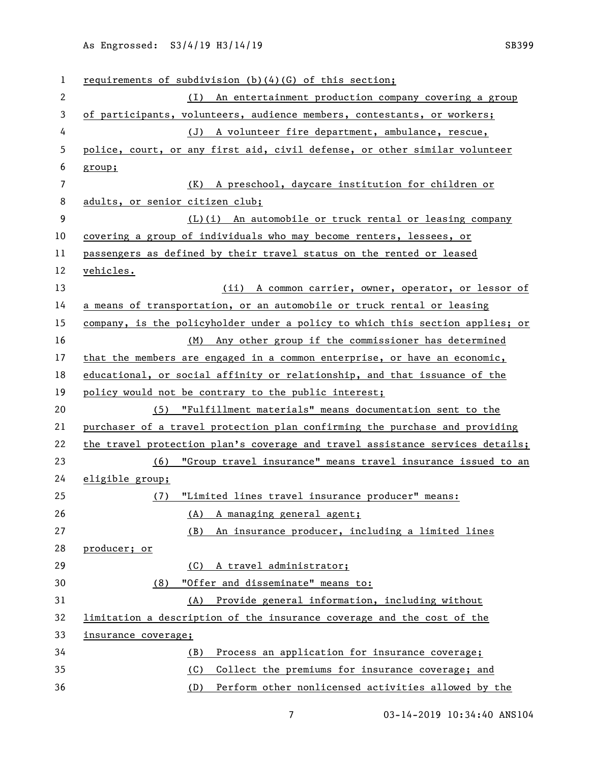requirements of subdivision (b)(4)(G) of this section;

(I) An entertainment production company covering a group of participants, volunteers, audience members, contestants, or workers;

(J) A volunteer fire department, ambulance, rescue, police, court, or any first aid, civil defense, or other similar volunteer group;

(K) A preschool, daycare institution for children or adults, or senior citizen club;

(L)(i) An automobile or truck rental or leasing company covering a group of individuals who may become renters, lessees, or passengers as defined by their travel status on the rented or leased vehicles.

(ii) A common carrier, owner, operator, or lessor of a means of transportation, or an automobile or truck rental or leasing company, is the policyholder under a policy to which this section applies; or

(M) Any other group if the commissioner has determined that the members are engaged in a common enterprise, or have an economic, educational, or social affinity or relationship, and that issuance of the policy would not be contrary to the public interest;

(5) "Fulfillment materials" means documentation sent to the purchaser of a travel protection plan confirming the purchase and providing the travel protection plan's coverage and travel assistance services details;

(6) "Group travel insurance" means travel insurance issued to an eligible group;

(7) "Limited lines travel insurance producer" means:

(A) A managing general agent;

(B) An insurance producer, including a limited lines producer; or

(C) A travel administrator;

(8) "Offer and disseminate" means to:

(A) Provide general information, including without limitation a description of the insurance coverage and the cost of the insurance coverage;

(B) Process an application for insurance coverage;

(C) Collect the premiums for insurance coverage; and

(D) Perform other nonlicensed activities allowed by the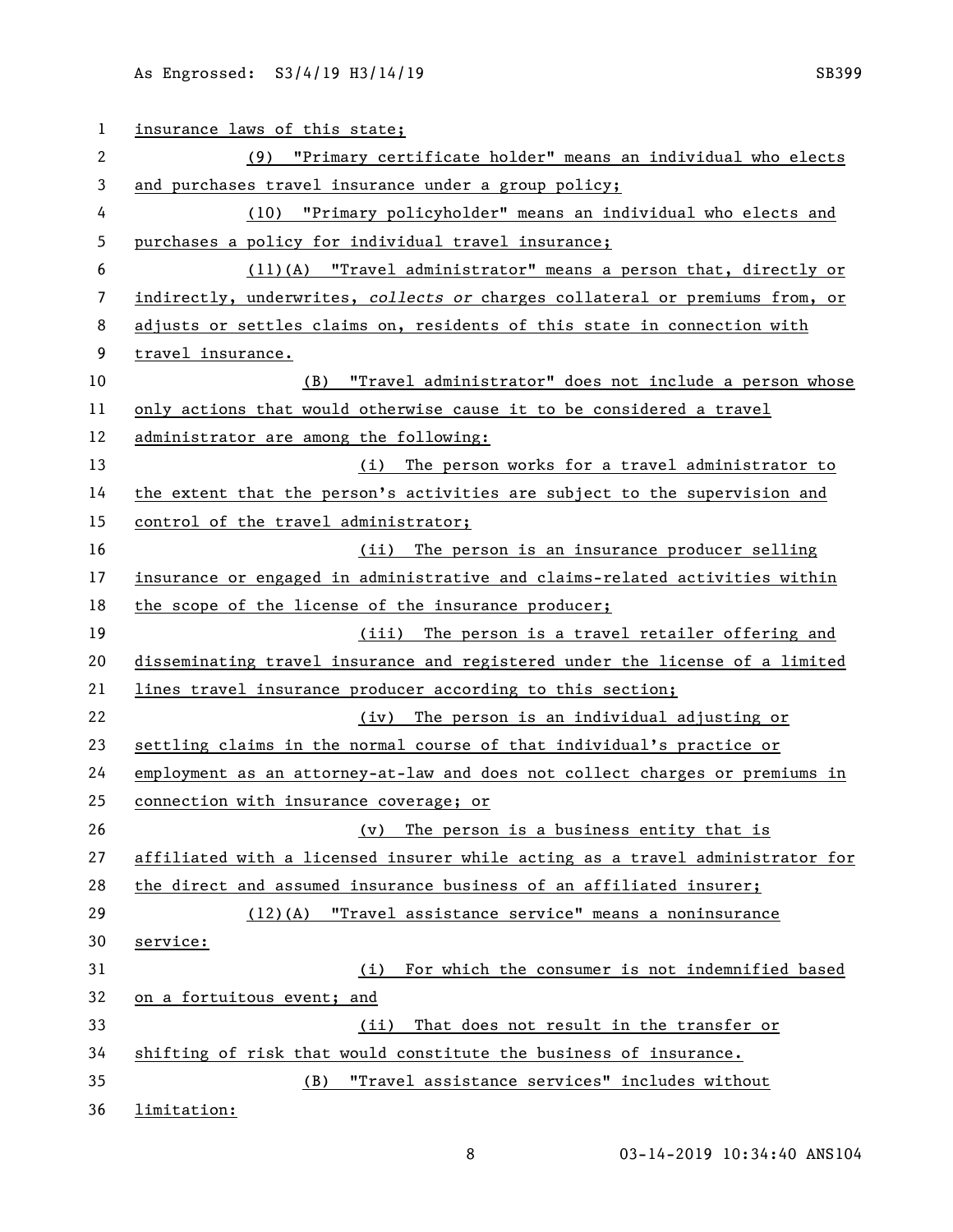insurance laws of this state;

(9) "Primary certificate holder" means an individual who elects and purchases travel insurance under a group policy;

(10) "Primary policyholder" means an individual who elects and purchases a policy for individual travel insurance;

(11)(A) "Travel administrator" means a person that, directly or indirectly, underwrites, *collects or* charges collateral or premiums from, or adjusts or settles claims on, residents of this state in connection with travel insurance.

(B) "Travel administrator" does not include a person whose only actions that would otherwise cause it to be considered a travel administrator are among the following:

(i) The person works for a travel administrator to the extent that the person's activities are subject to the supervision and control of the travel administrator;

(ii) The person is an insurance producer selling insurance or engaged in administrative and claims-related activities within the scope of the license of the insurance producer;

(iii) The person is a travel retailer offering and disseminating travel insurance and registered under the license of a limited lines travel insurance producer according to this section;

(iv) The person is an individual adjusting or settling claims in the normal course of that individual's practice or employment as an attorney-at-law and does not collect charges or premiums in connection with insurance coverage; or

(v) The person is a business entity that is affiliated with a licensed insurer while acting as a travel administrator for the direct and assumed insurance business of an affiliated insurer;

(12)(A) "Travel assistance service" means a noninsurance service:

(i) For which the consumer is not indemnified based on a fortuitous event; and

(ii) That does not result in the transfer or shifting of risk that would constitute the business of insurance.

(B) "Travel assistance services" includes without limitation: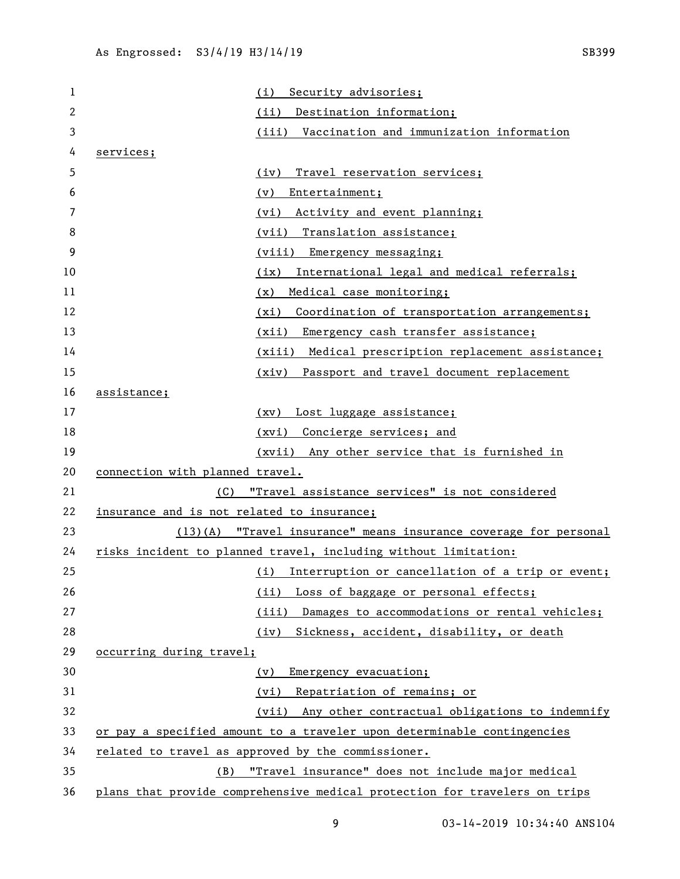(i) Security advisories;

(ii) Destination information;

(iii) Vaccination and immunization information services;

(iv) Travel reservation services;

(v) Entertainment;

(vi) Activity and event planning;

(vii) Translation assistance;

(viii) Emergency messaging;

(ix) International legal and medical referrals;

(x) Medical case monitoring;

(xi) Coordination of transportation arrangements;

(xii) Emergency cash transfer assistance;

(xiii) Medical prescription replacement assistance;

(xiv) Passport and travel document replacement assistance;

(xv) Lost luggage assistance;

(xvi) Concierge services; and

(xvii) Any other service that is furnished in connection with planned travel.

(C) "Travel assistance services" is not considered insurance and is not related to insurance;

(13)(A) "Travel insurance" means insurance coverage for personal risks incident to planned travel, including without limitation:

(i) Interruption or cancellation of a trip or event;

(ii) Loss of baggage or personal effects;

(iii) Damages to accommodations or rental vehicles;

(iv) Sickness, accident, disability, or death occurring during travel;

(v) Emergency evacuation;

(vi) Repatriation of remains; or

(vii) Any other contractual obligations to indemnify or pay a specified amount to a traveler upon determinable contingencies related to travel as approved by the commissioner.

(B) "Travel insurance" does not include major medical plans that provide comprehensive medical protection for travelers on trips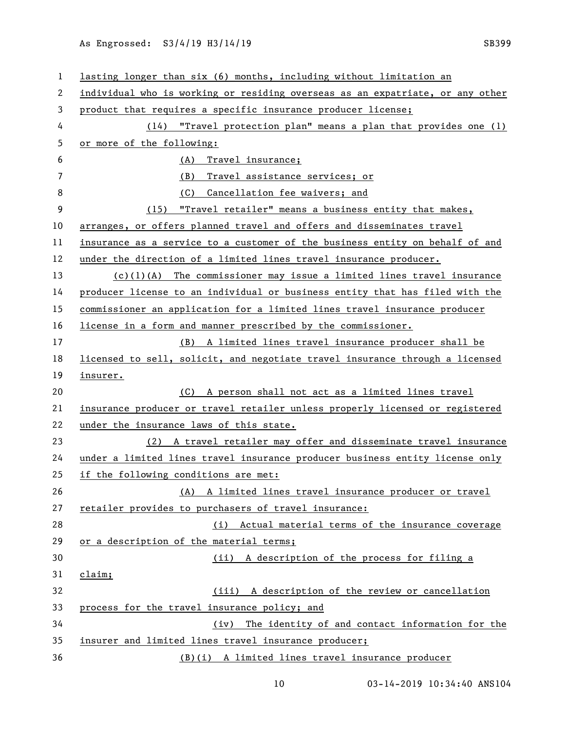lasting longer than six (6) months, including without limitation an individual who is working or residing overseas as an expatriate, or any other product that requires a specific insurance producer license;

(14) "Travel protection plan" means a plan that provides one (1) or more of the following:

(A) Travel insurance;

(B) Travel assistance services; or

(C) Cancellation fee waivers; and

(15) "Travel retailer" means a business entity that makes, arranges, or offers planned travel and offers and disseminates travel insurance as a service to a customer of the business entity on behalf of and under the direction of a limited lines travel insurance producer.

(c)(1)(A) The commissioner may issue a limited lines travel insurance producer license to an individual or business entity that has filed with the commissioner an application for a limited lines travel insurance producer license in a form and manner prescribed by the commissioner.

(B) A limited lines travel insurance producer shall be licensed to sell, solicit, and negotiate travel insurance through a licensed insurer.

(C) A person shall not act as a limited lines travel insurance producer or travel retailer unless properly licensed or registered under the insurance laws of this state.

(2) A travel retailer may offer and disseminate travel insurance under a limited lines travel insurance producer business entity license only if the following conditions are met:

(A) A limited lines travel insurance producer or travel retailer provides to purchasers of travel insurance:

(i) Actual material terms of the insurance coverage or a description of the material terms;

(ii) A description of the process for filing a claim;

(iii) A description of the review or cancellation process for the travel insurance policy; and

(iv) The identity of and contact information for the insurer and limited lines travel insurance producer;

(B)(i) A limited lines travel insurance producer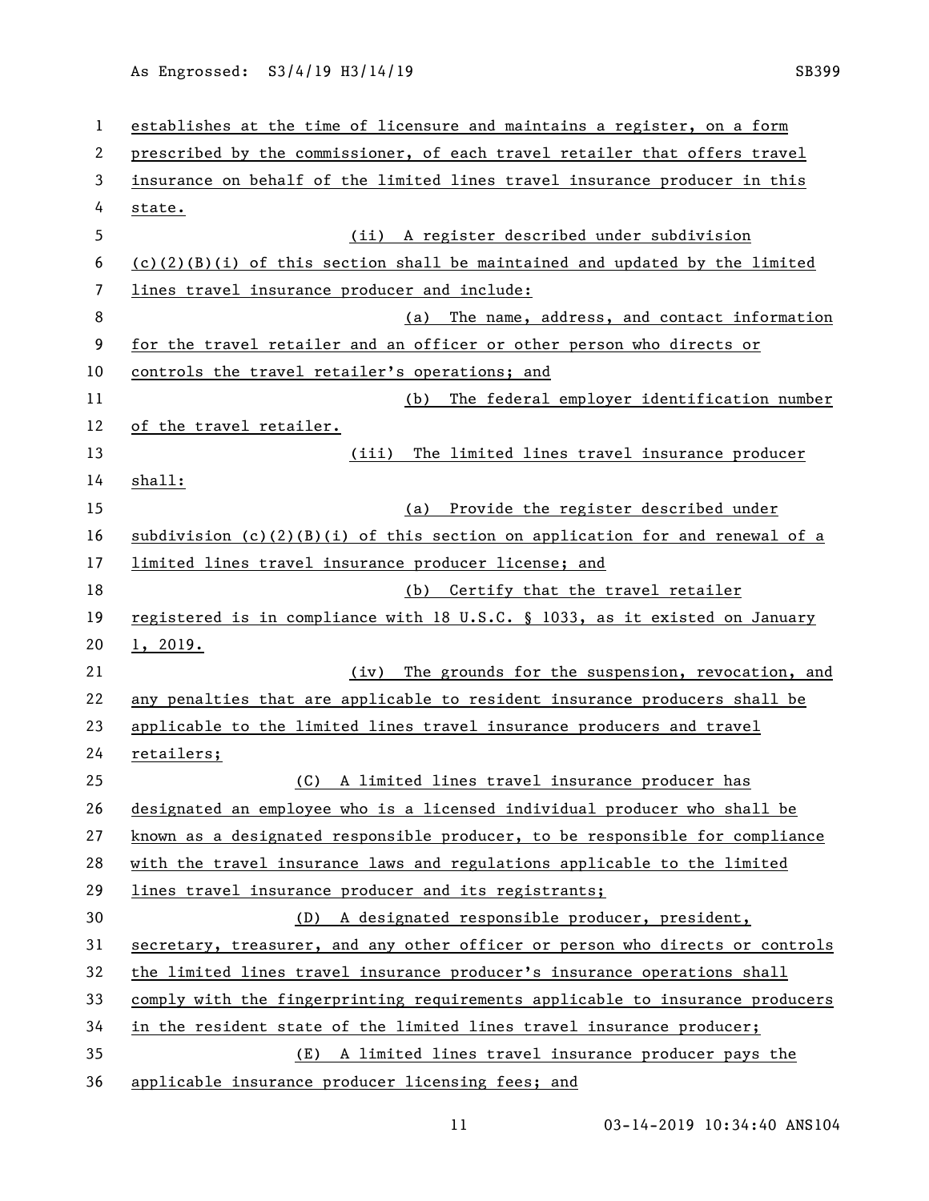establishes at the time of licensure and maintains a register, on a form prescribed by the commissioner, of each travel retailer that offers travel insurance on behalf of the limited lines travel insurance producer in this state.

(ii) A register described under subdivision (c)(2)(B)(i) of this section shall be maintained and updated by the limited lines travel insurance producer and include:

(a) The name, address, and contact information for the travel retailer and an officer or other person who directs or controls the travel retailer's operations; and

(b) The federal employer identification number of the travel retailer.

(iii) The limited lines travel insurance producer shall:

(a) Provide the register described under subdivision (c)(2)(B)(i) of this section on application for and renewal of a limited lines travel insurance producer license; and

(b) Certify that the travel retailer registered is in compliance with 18 U.S.C. § 1033, as it existed on January 1, 2019.

(iv) The grounds for the suspension, revocation, and any penalties that are applicable to resident insurance producers shall be applicable to the limited lines travel insurance producers and travel retailers;

(C) A limited lines travel insurance producer has designated an employee who is a licensed individual producer who shall be known as a designated responsible producer, to be responsible for compliance with the travel insurance laws and regulations applicable to the limited lines travel insurance producer and its registrants;

(D) A designated responsible producer, president, secretary, treasurer, and any other officer or person who directs or controls the limited lines travel insurance producer's insurance operations shall comply with the fingerprinting requirements applicable to insurance producers in the resident state of the limited lines travel insurance producer;

(E) A limited lines travel insurance producer pays the applicable insurance producer licensing fees; and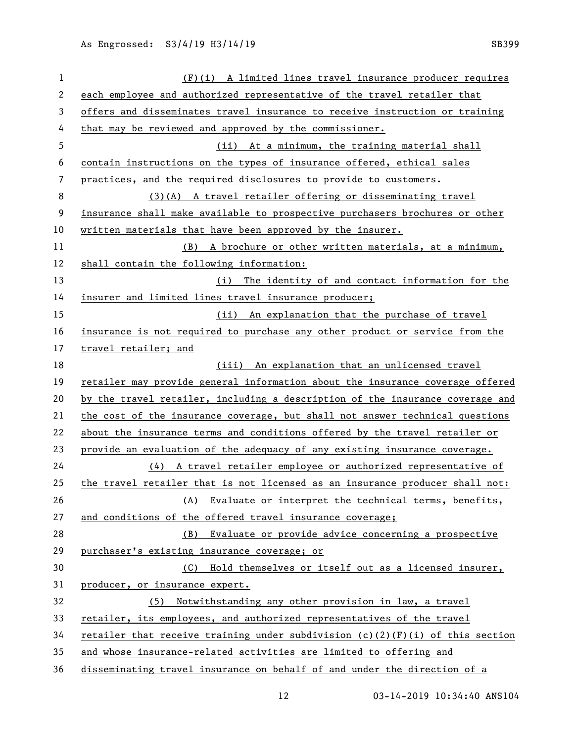(F)(i) A limited lines travel insurance producer requires each employee and authorized representative of the travel retailer that offers and disseminates travel insurance to receive instruction or training that may be reviewed and approved by the commissioner.

(ii) At a minimum, the training material shall contain instructions on the types of insurance offered, ethical sales practices, and the required disclosures to provide to customers.

(3)(A) A travel retailer offering or disseminating travel insurance shall make available to prospective purchasers brochures or other written materials that have been approved by the insurer.

(B) A brochure or other written materials, at a minimum, shall contain the following information:

(i) The identity of and contact information for the insurer and limited lines travel insurance producer;

(ii) An explanation that the purchase of travel insurance is not required to purchase any other product or service from the travel retailer; and

(iii) An explanation that an unlicensed travel retailer may provide general information about the insurance coverage offered by the travel retailer, including a description of the insurance coverage and the cost of the insurance coverage, but shall not answer technical questions about the insurance terms and conditions offered by the travel retailer or provide an evaluation of the adequacy of any existing insurance coverage.

(4) A travel retailer employee or authorized representative of the travel retailer that is not licensed as an insurance producer shall not:

(A) Evaluate or interpret the technical terms, benefits, and conditions of the offered travel insurance coverage;

(B) Evaluate or provide advice concerning a prospective purchaser's existing insurance coverage; or

(C) Hold themselves or itself out as a licensed insurer, producer, or insurance expert.

(5) Notwithstanding any other provision in law, a travel retailer, its employees, and authorized representatives of the travel retailer that receive training under subdivision (c)(2)(F)(i) of this section and whose insurance-related activities are limited to offering and disseminating travel insurance on behalf of and under the direction of a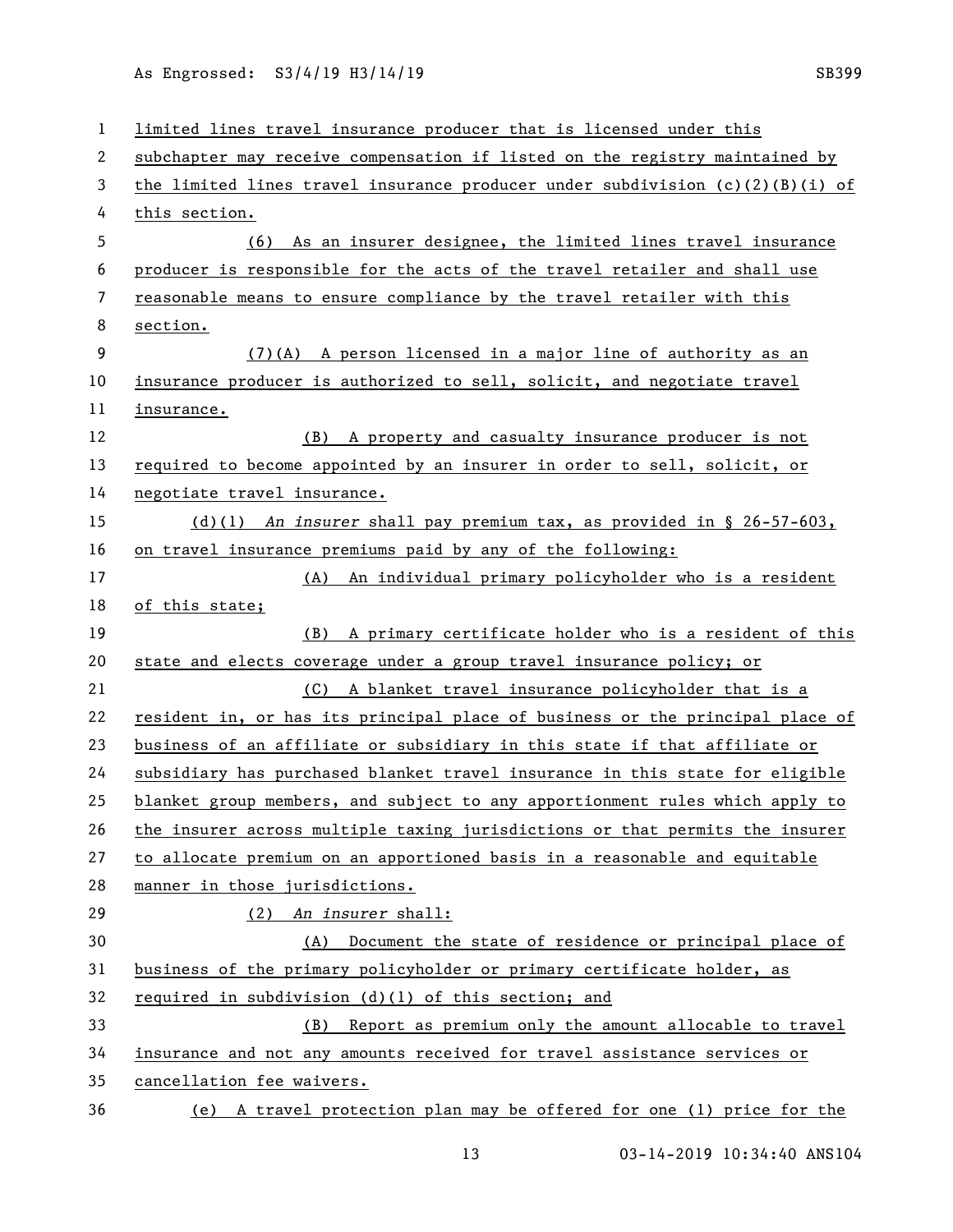limited lines travel insurance producer that is licensed under this subchapter may receive compensation if listed on the registry maintained by the limited lines travel insurance producer under subdivision (c)(2)(B)(i) of this section.

(6) As an insurer designee, the limited lines travel insurance producer is responsible for the acts of the travel retailer and shall use reasonable means to ensure compliance by the travel retailer with this section.

(7)(A) A person licensed in a major line of authority as an insurance producer is authorized to sell, solicit, and negotiate travel insurance.

(B) A property and casualty insurance producer is not required to become appointed by an insurer in order to sell, solicit, or negotiate travel insurance.

(d)(1) *An insurer* shall pay premium tax, as provided in § 26-57-603, on travel insurance premiums paid by any of the following:

(A) An individual primary policyholder who is a resident of this state;

(B) A primary certificate holder who is a resident of this state and elects coverage under a group travel insurance policy; or

(C) A blanket travel insurance policyholder that is a resident in, or has its principal place of business or the principal place of business of an affiliate or subsidiary in this state if that affiliate or subsidiary has purchased blanket travel insurance in this state for eligible blanket group members, and subject to any apportionment rules which apply to the insurer across multiple taxing jurisdictions or that permits the insurer to allocate premium on an apportioned basis in a reasonable and equitable manner in those jurisdictions.

(2) *An insurer* shall:

(A) Document the state of residence or principal place of business of the primary policyholder or primary certificate holder, as required in subdivision (d)(1) of this section; and

(B) Report as premium only the amount allocable to travel insurance and not any amounts received for travel assistance services or cancellation fee waivers.

(e) A travel protection plan may be offered for one (1) price for the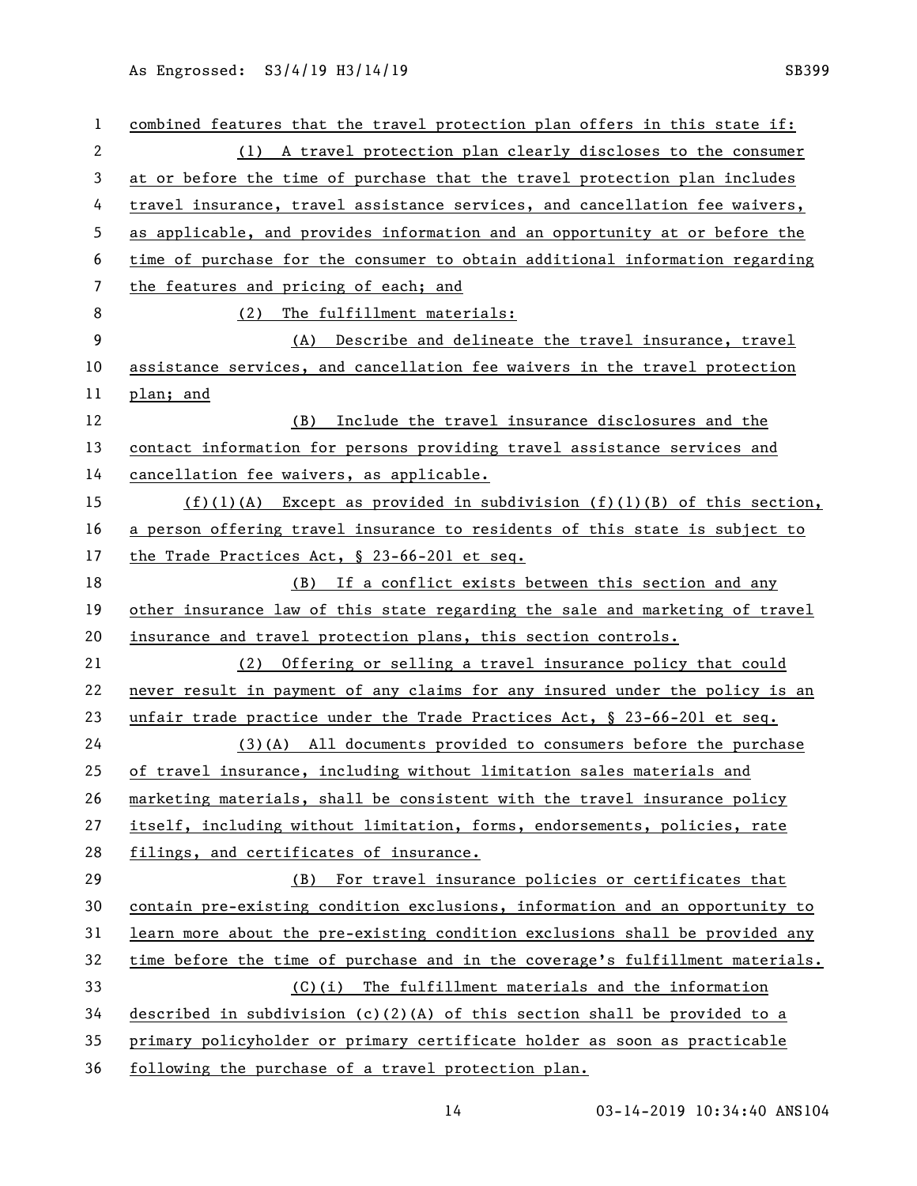combined features that the travel protection plan offers in this state if:

(1) A travel protection plan clearly discloses to the consumer at or before the time of purchase that the travel protection plan includes travel insurance, travel assistance services, and cancellation fee waivers, as applicable, and provides information and an opportunity at or before the time of purchase for the consumer to obtain additional information regarding the features and pricing of each; and

(2) The fulfillment materials:

(A) Describe and delineate the travel insurance, travel assistance services, and cancellation fee waivers in the travel protection plan; and

(B) Include the travel insurance disclosures and the contact information for persons providing travel assistance services and cancellation fee waivers, as applicable.

(f)(1)(A) Except as provided in subdivision (f)(1)(B) of this section, a person offering travel insurance to residents of this state is subject to the Trade Practices Act, § 23-66-201 et seq.

(B) If a conflict exists between this section and any other insurance law of this state regarding the sale and marketing of travel insurance and travel protection plans, this section controls.

(2) Offering or selling a travel insurance policy that could never result in payment of any claims for any insured under the policy is an unfair trade practice under the Trade Practices Act, § 23-66-201 et seq.

(3)(A) All documents provided to consumers before the purchase of travel insurance, including without limitation sales materials and marketing materials, shall be consistent with the travel insurance policy itself, including without limitation, forms, endorsements, policies, rate filings, and certificates of insurance.

(B) For travel insurance policies or certificates that contain pre-existing condition exclusions, information and an opportunity to learn more about the pre-existing condition exclusions shall be provided any time before the time of purchase and in the coverage's fulfillment materials.

(C)(i) The fulfillment materials and the information described in subdivision (c)(2)(A) of this section shall be provided to a primary policyholder or primary certificate holder as soon as practicable following the purchase of a travel protection plan.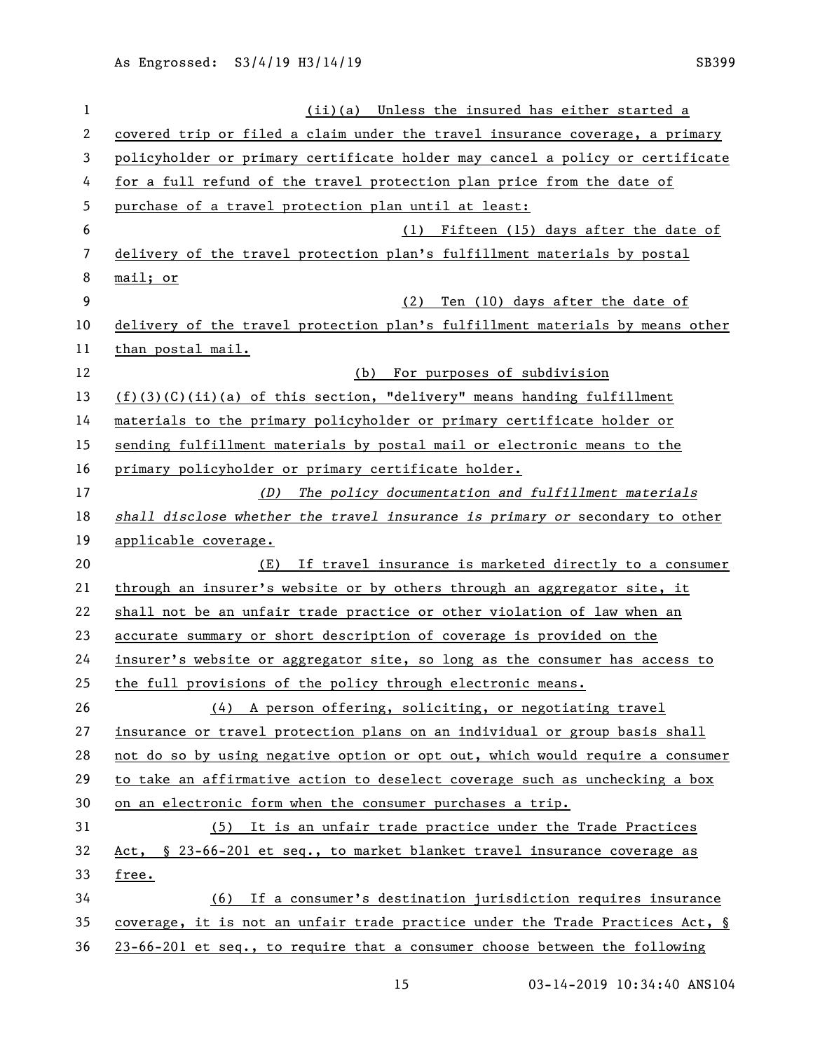(ii)(a) Unless the insured has either started a covered trip or filed a claim under the travel insurance coverage, a primary policyholder or primary certificate holder may cancel a policy or certificate for a full refund of the travel protection plan price from the date of purchase of a travel protection plan until at least:

(1) Fifteen (15) days after the date of delivery of the travel protection plan's fulfillment materials by postal mail; or

(2) Ten (10) days after the date of delivery of the travel protection plan's fulfillment materials by means other than postal mail.

(b) For purposes of subdivision (f)(3)(C)(ii)(a) of this section, "delivery" means handing fulfillment materials to the primary policyholder or primary certificate holder or sending fulfillment materials by postal mail or electronic means to the primary policyholder or primary certificate holder.

*(D) The policy documentation and fulfillment materials shall disclose whether the travel insurance is primary or* secondary to other applicable coverage.

(E) If travel insurance is marketed directly to a consumer through an insurer's website or by others through an aggregator site, it shall not be an unfair trade practice or other violation of law when an accurate summary or short description of coverage is provided on the insurer's website or aggregator site, so long as the consumer has access to the full provisions of the policy through electronic means.

(4) A person offering, soliciting, or negotiating travel insurance or travel protection plans on an individual or group basis shall not do so by using negative option or opt out, which would require a consumer to take an affirmative action to deselect coverage such as unchecking a box on an electronic form when the consumer purchases a trip.

(5) It is an unfair trade practice under the Trade Practices Act, § 23-66-201 et seq., to market blanket travel insurance coverage as free.

(6) If a consumer's destination jurisdiction requires insurance coverage, it is not an unfair trade practice under the Trade Practices Act, § 23-66-201 et seq., to require that a consumer choose between the following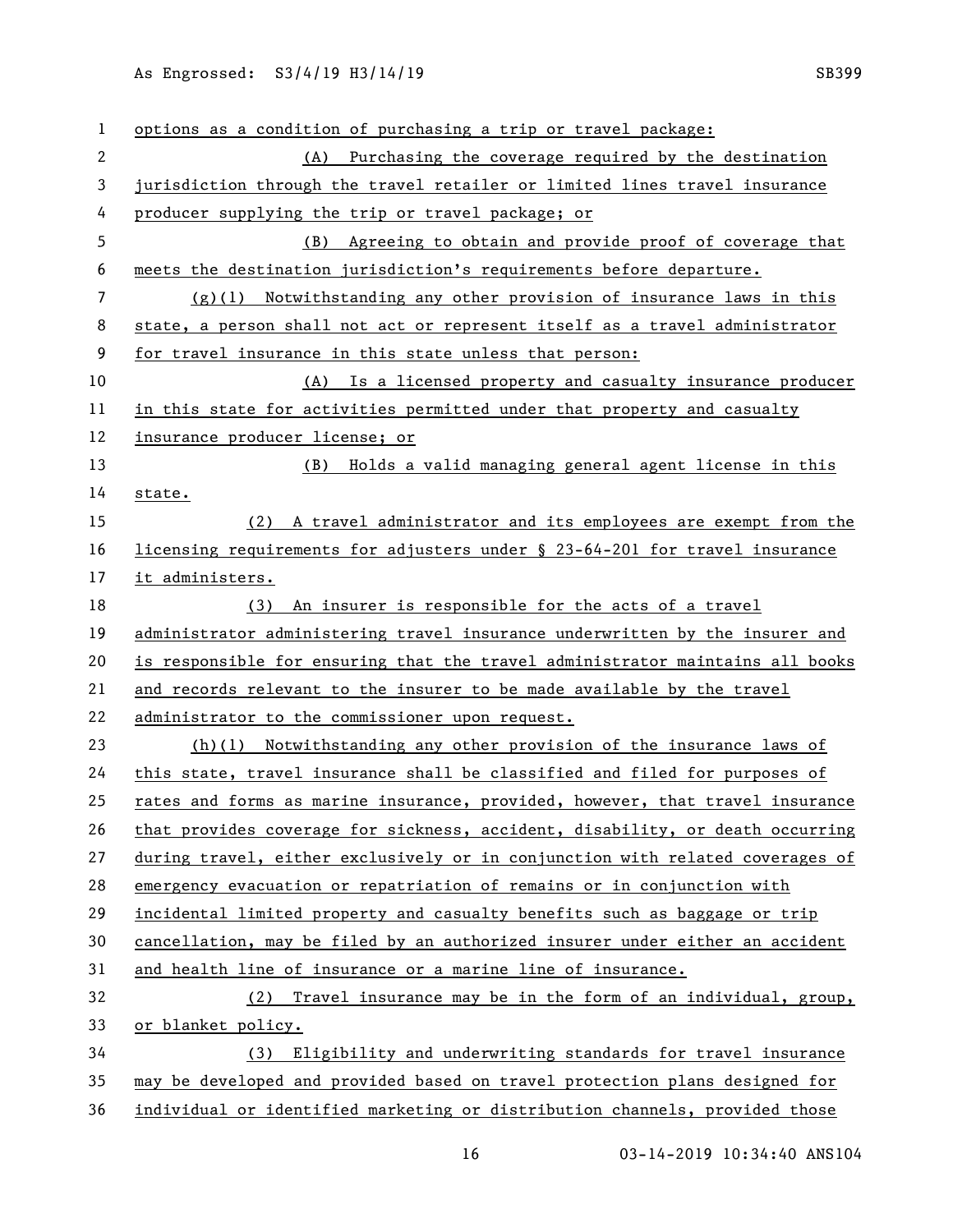options as a condition of purchasing a trip or travel package:

(A) Purchasing the coverage required by the destination jurisdiction through the travel retailer or limited lines travel insurance producer supplying the trip or travel package; or

(B) Agreeing to obtain and provide proof of coverage that meets the destination jurisdiction's requirements before departure.

(g)(1) Notwithstanding any other provision of insurance laws in this state, a person shall not act or represent itself as a travel administrator for travel insurance in this state unless that person:

(A) Is a licensed property and casualty insurance producer in this state for activities permitted under that property and casualty insurance producer license; or

(B) Holds a valid managing general agent license in this state.

(2) A travel administrator and its employees are exempt from the licensing requirements for adjusters under § 23-64-201 for travel insurance it administers.

(3) An insurer is responsible for the acts of a travel administrator administering travel insurance underwritten by the insurer and is responsible for ensuring that the travel administrator maintains all books and records relevant to the insurer to be made available by the travel administrator to the commissioner upon request.

(h)(1) Notwithstanding any other provision of the insurance laws of this state, travel insurance shall be classified and filed for purposes of rates and forms as marine insurance, provided, however, that travel insurance that provides coverage for sickness, accident, disability, or death occurring during travel, either exclusively or in conjunction with related coverages of emergency evacuation or repatriation of remains or in conjunction with incidental limited property and casualty benefits such as baggage or trip cancellation, may be filed by an authorized insurer under either an accident and health line of insurance or a marine line of insurance.

(2) Travel insurance may be in the form of an individual, group, or blanket policy.

(3) Eligibility and underwriting standards for travel insurance may be developed and provided based on travel protection plans designed for individual or identified marketing or distribution channels, provided those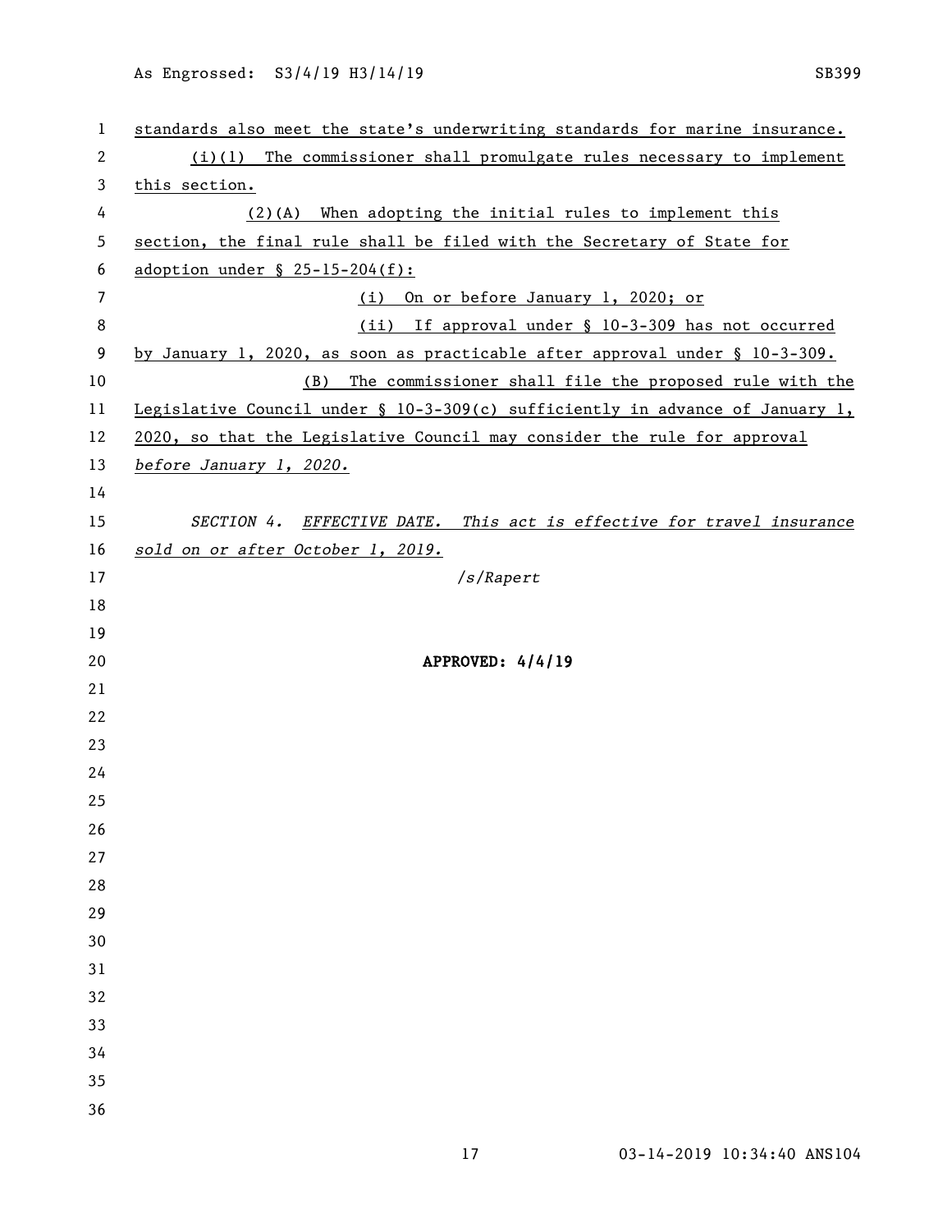standards also meet the state's underwriting standards for marine insurance.

(i)(1) The commissioner shall promulgate rules necessary to implement this section.

(2)(A) When adopting the initial rules to implement this section, the final rule shall be filed with the Secretary of State for adoption under § 25-15-204(f):

(i) On or before January 1, 2020; or

(ii) If approval under § 10-3-309 has not occurred by January 1, 2020, as soon as practicable after approval under § 10-3-309.

(B) The commissioner shall file the proposed rule with the Legislative Council under § 10-3-309(c) sufficiently in advance of January 1, 2020, so that the Legislative Council may consider the rule for approval *before January 1, 2020.*

*SECTION 4. EFFECTIVE DATE. This act is effective for travel insurance sold on or after October 1, 2019.*

*/s/Rapert*

**APPROVED: 4/4/19**